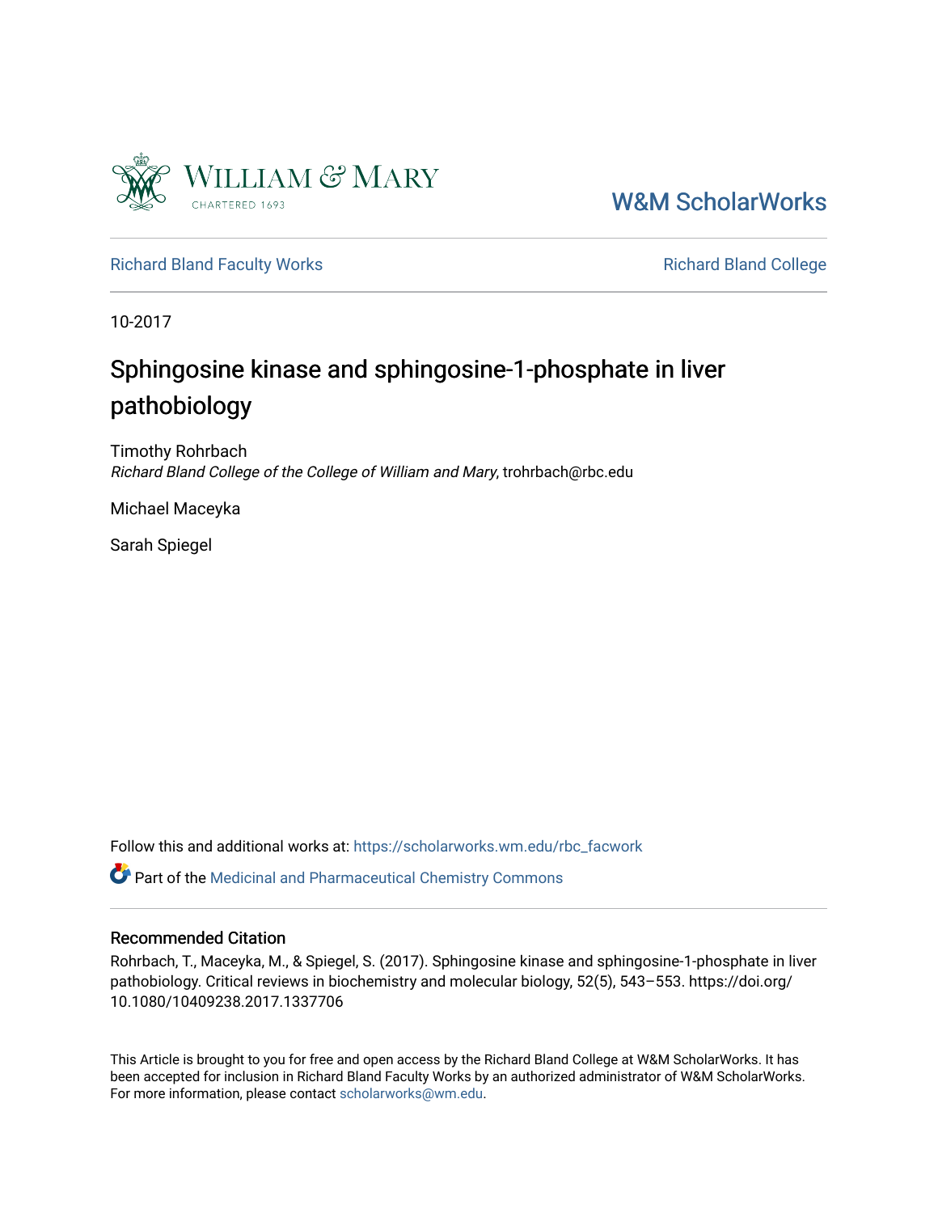William & Mary
CHARTERED 1693

W&M ScholarWorks

Richard Bland Faculty Works

Richard Bland College

10-2017

# Sphingosine kinase and sphingosine-1-phosphate in liver pathobiology

Timothy Rohrbach
*Richard Bland College of the College of William and Mary*, trohrbach@rbc.edu

Michael Maceyka

Sarah Spiegel

Follow this and additional works at: https://scholarworks.wm.edu/rbc_facwork

Part of the Medicinal and Pharmaceutical Chemistry Commons

## Recommended Citation

Rohrbach, T., Maceyka, M., & Spiegel, S. (2017). Sphingosine kinase and sphingosine-1-phosphate in liver pathobiology. Critical reviews in biochemistry and molecular biology, 52(5), 543–553. https://doi.org/10.1080/10409238.2017.1337706

This Article is brought to you for free and open access by the Richard Bland College at W&M ScholarWorks. It has been accepted for inclusion in Richard Bland Faculty Works by an authorized administrator of W&M ScholarWorks. For more information, please contact scholarworks@wm.edu.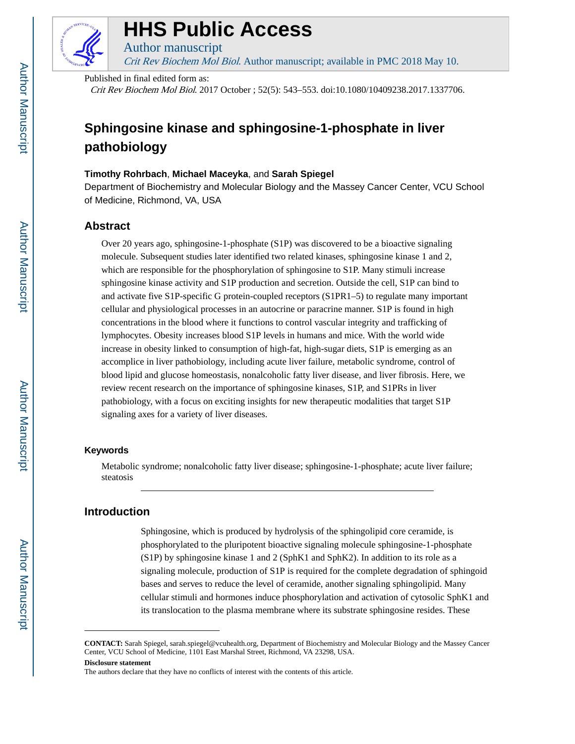# HHS Public Access

Author manuscript

*Crit Rev Biochem Mol Biol*. Author manuscript; available in PMC 2018 May 10.

Published in final edited form as:

*Crit Rev Biochem Mol Biol*. 2017 October ; 52(5): 543–553. doi:10.1080/10409238.2017.1337706.

# Sphingosine kinase and sphingosine-1-phosphate in liver pathobiology

**Timothy Rohrbach**, **Michael Maceyka**, and **Sarah Spiegel**

Department of Biochemistry and Molecular Biology and the Massey Cancer Center, VCU School of Medicine, Richmond, VA, USA

## Abstract

Over 20 years ago, sphingosine-1-phosphate (S1P) was discovered to be a bioactive signaling molecule. Subsequent studies later identified two related kinases, sphingosine kinase 1 and 2, which are responsible for the phosphorylation of sphingosine to S1P. Many stimuli increase sphingosine kinase activity and S1P production and secretion. Outside the cell, S1P can bind to and activate five S1P-specific G protein-coupled receptors (S1PR1–5) to regulate many important cellular and physiological processes in an autocrine or paracrine manner. S1P is found in high concentrations in the blood where it functions to control vascular integrity and trafficking of lymphocytes. Obesity increases blood S1P levels in humans and mice. With the world wide increase in obesity linked to consumption of high-fat, high-sugar diets, S1P is emerging as an accomplice in liver pathobiology, including acute liver failure, metabolic syndrome, control of blood lipid and glucose homeostasis, nonalcoholic fatty liver disease, and liver fibrosis. Here, we review recent research on the importance of sphingosine kinases, S1P, and S1PRs in liver pathobiology, with a focus on exciting insights for new therapeutic modalities that target S1P signaling axes for a variety of liver diseases.

### Keywords

Metabolic syndrome; nonalcoholic fatty liver disease; sphingosine-1-phosphate; acute liver failure; steatosis

## Introduction

Sphingosine, which is produced by hydrolysis of the sphingolipid core ceramide, is phosphorylated to the pluripotent bioactive signaling molecule sphingosine-1-phosphate (S1P) by sphingosine kinase 1 and 2 (SphK1 and SphK2). In addition to its role as a signaling molecule, production of S1P is required for the complete degradation of sphingoid bases and serves to reduce the level of ceramide, another signaling sphingolipid. Many cellular stimuli and hormones induce phosphorylation and activation of cytosolic SphK1 and its translocation to the plasma membrane where its substrate sphingosine resides. These

**CONTACT:** Sarah Spiegel, sarah.spiegel@vcuhealth.org, Department of Biochemistry and Molecular Biology and the Massey Cancer Center, VCU School of Medicine, 1101 East Marshal Street, Richmond, VA 23298, USA.

**Disclosure statement**

The authors declare that they have no conflicts of interest with the contents of this article.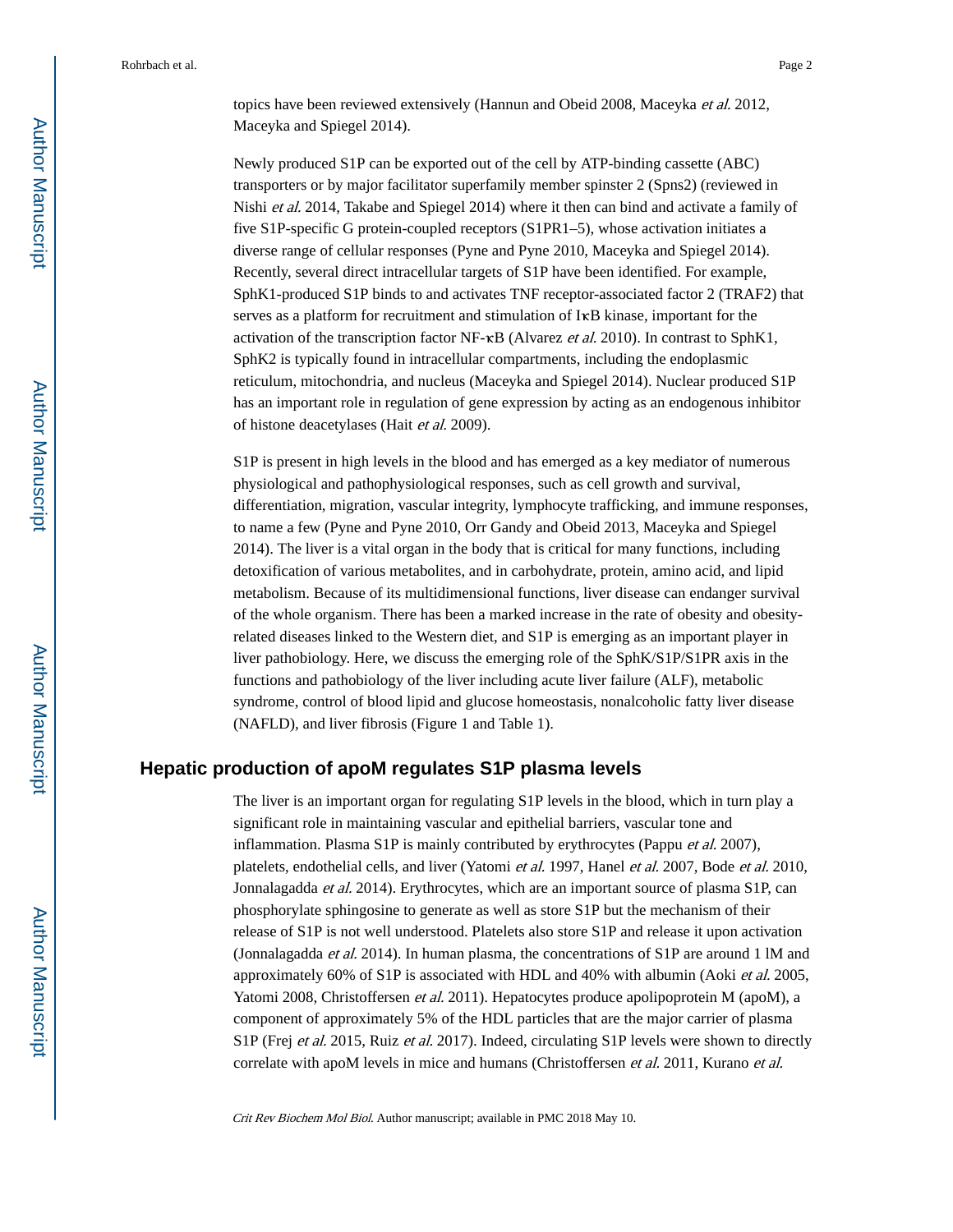topics have been reviewed extensively (Hannun and Obeid 2008, Maceyka *et al.* 2012, Maceyka and Spiegel 2014).

Newly produced S1P can be exported out of the cell by ATP-binding cassette (ABC) transporters or by major facilitator superfamily member spinster 2 (Spns2) (reviewed in Nishi *et al.* 2014, Takabe and Spiegel 2014) where it then can bind and activate a family of five S1P-specific G protein-coupled receptors (S1PR1–5), whose activation initiates a diverse range of cellular responses (Pyne and Pyne 2010, Maceyka and Spiegel 2014). Recently, several direct intracellular targets of S1P have been identified. For example, SphK1-produced S1P binds to and activates TNF receptor-associated factor 2 (TRAF2) that serves as a platform for recruitment and stimulation of IκB kinase, important for the activation of the transcription factor NF-κB (Alvarez *et al.* 2010). In contrast to SphK1, SphK2 is typically found in intracellular compartments, including the endoplasmic reticulum, mitochondria, and nucleus (Maceyka and Spiegel 2014). Nuclear produced S1P has an important role in regulation of gene expression by acting as an endogenous inhibitor of histone deacetylases (Hait *et al.* 2009).

S1P is present in high levels in the blood and has emerged as a key mediator of numerous physiological and pathophysiological responses, such as cell growth and survival, differentiation, migration, vascular integrity, lymphocyte trafficking, and immune responses, to name a few (Pyne and Pyne 2010, Orr Gandy and Obeid 2013, Maceyka and Spiegel 2014). The liver is a vital organ in the body that is critical for many functions, including detoxification of various metabolites, and in carbohydrate, protein, amino acid, and lipid metabolism. Because of its multidimensional functions, liver disease can endanger survival of the whole organism. There has been a marked increase in the rate of obesity and obesity-related diseases linked to the Western diet, and S1P is emerging as an important player in liver pathobiology. Here, we discuss the emerging role of the SphK/S1P/S1PR axis in the functions and pathobiology of the liver including acute liver failure (ALF), metabolic syndrome, control of blood lipid and glucose homeostasis, nonalcoholic fatty liver disease (NAFLD), and liver fibrosis (Figure 1 and Table 1).

## Hepatic production of apoM regulates S1P plasma levels

The liver is an important organ for regulating S1P levels in the blood, which in turn play a significant role in maintaining vascular and epithelial barriers, vascular tone and inflammation. Plasma S1P is mainly contributed by erythrocytes (Pappu *et al.* 2007), platelets, endothelial cells, and liver (Yatomi *et al.* 1997, Hanel *et al.* 2007, Bode *et al.* 2010, Jonnalagadda *et al.* 2014). Erythrocytes, which are an important source of plasma S1P, can phosphorylate sphingosine to generate as well as store S1P but the mechanism of their release of S1P is not well understood. Platelets also store S1P and release it upon activation (Jonnalagadda *et al.* 2014). In human plasma, the concentrations of S1P are around 1 lM and approximately 60% of S1P is associated with HDL and 40% with albumin (Aoki *et al.* 2005, Yatomi 2008, Christoffersen *et al.* 2011). Hepatocytes produce apolipoprotein M (apoM), a component of approximately 5% of the HDL particles that are the major carrier of plasma S1P (Frej *et al.* 2015, Ruiz *et al.* 2017). Indeed, circulating S1P levels were shown to directly correlate with apoM levels in mice and humans (Christoffersen *et al.* 2011, Kurano *et al.*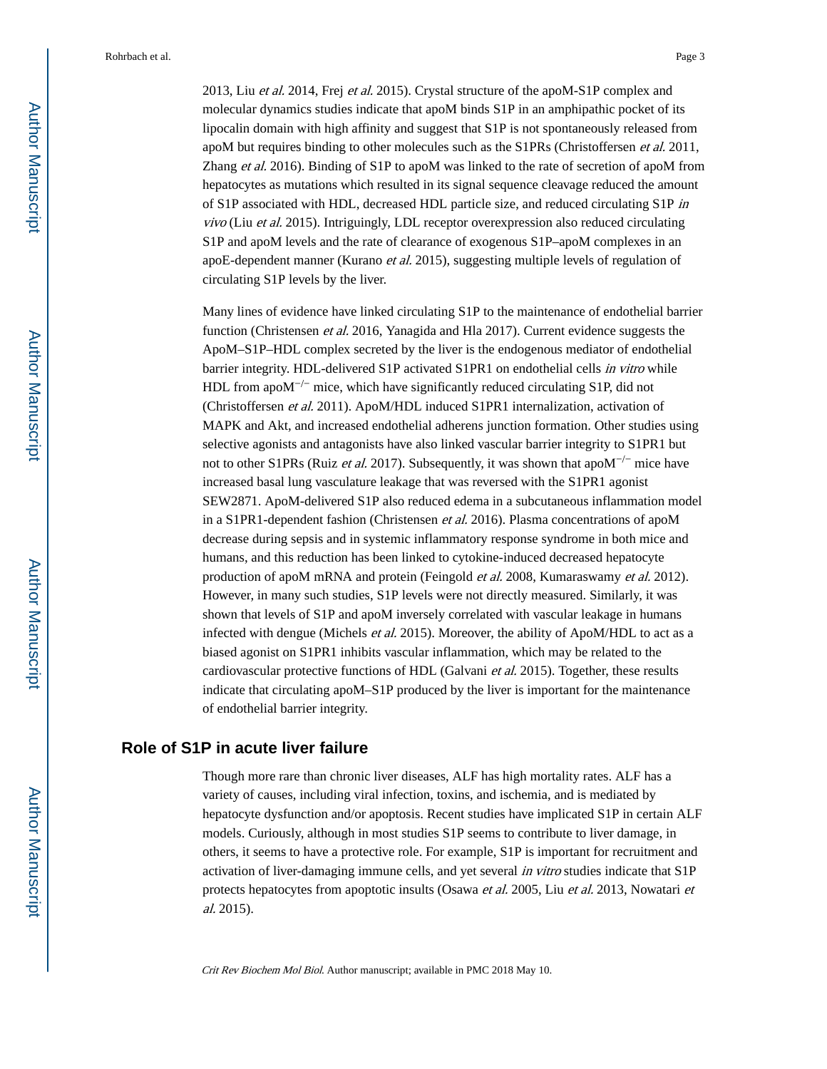2013, Liu *et al.* 2014, Frej *et al.* 2015). Crystal structure of the apoM-S1P complex and molecular dynamics studies indicate that apoM binds S1P in an amphipathic pocket of its lipocalin domain with high affinity and suggest that S1P is not spontaneously released from apoM but requires binding to other molecules such as the S1PRs (Christoffersen *et al.* 2011, Zhang *et al.* 2016). Binding of S1P to apoM was linked to the rate of secretion of apoM from hepatocytes as mutations which resulted in its signal sequence cleavage reduced the amount of S1P associated with HDL, decreased HDL particle size, and reduced circulating S1P *in vivo* (Liu *et al.* 2015). Intriguingly, LDL receptor overexpression also reduced circulating S1P and apoM levels and the rate of clearance of exogenous S1P–apoM complexes in an apoE-dependent manner (Kurano *et al.* 2015), suggesting multiple levels of regulation of circulating S1P levels by the liver.

Many lines of evidence have linked circulating S1P to the maintenance of endothelial barrier function (Christensen *et al.* 2016, Yanagida and Hla 2017). Current evidence suggests the ApoM–S1P–HDL complex secreted by the liver is the endogenous mediator of endothelial barrier integrity. HDL-delivered S1P activated S1PR1 on endothelial cells *in vitro* while HDL from apoM$^{-/-}$ mice, which have significantly reduced circulating S1P, did not (Christoffersen *et al.* 2011). ApoM/HDL induced S1PR1 internalization, activation of MAPK and Akt, and increased endothelial adherens junction formation. Other studies using selective agonists and antagonists have also linked vascular barrier integrity to S1PR1 but not to other S1PRs (Ruiz *et al.* 2017). Subsequently, it was shown that apoM$^{-/-}$ mice have increased basal lung vasculature leakage that was reversed with the S1PR1 agonist SEW2871. ApoM-delivered S1P also reduced edema in a subcutaneous inflammation model in a S1PR1-dependent fashion (Christensen *et al.* 2016). Plasma concentrations of apoM decrease during sepsis and in systemic inflammatory response syndrome in both mice and humans, and this reduction has been linked to cytokine-induced decreased hepatocyte production of apoM mRNA and protein (Feingold *et al.* 2008, Kumaraswamy *et al.* 2012). However, in many such studies, S1P levels were not directly measured. Similarly, it was shown that levels of S1P and apoM inversely correlated with vascular leakage in humans infected with dengue (Michels *et al.* 2015). Moreover, the ability of ApoM/HDL to act as a biased agonist on S1PR1 inhibits vascular inflammation, which may be related to the cardiovascular protective functions of HDL (Galvani *et al.* 2015). Together, these results indicate that circulating apoM–S1P produced by the liver is important for the maintenance of endothelial barrier integrity.

## Role of S1P in acute liver failure

Though more rare than chronic liver diseases, ALF has high mortality rates. ALF has a variety of causes, including viral infection, toxins, and ischemia, and is mediated by hepatocyte dysfunction and/or apoptosis. Recent studies have implicated S1P in certain ALF models. Curiously, although in most studies S1P seems to contribute to liver damage, in others, it seems to have a protective role. For example, S1P is important for recruitment and activation of liver-damaging immune cells, and yet several *in vitro* studies indicate that S1P protects hepatocytes from apoptotic insults (Osawa *et al.* 2005, Liu *et al.* 2013, Nowatari *et al.* 2015).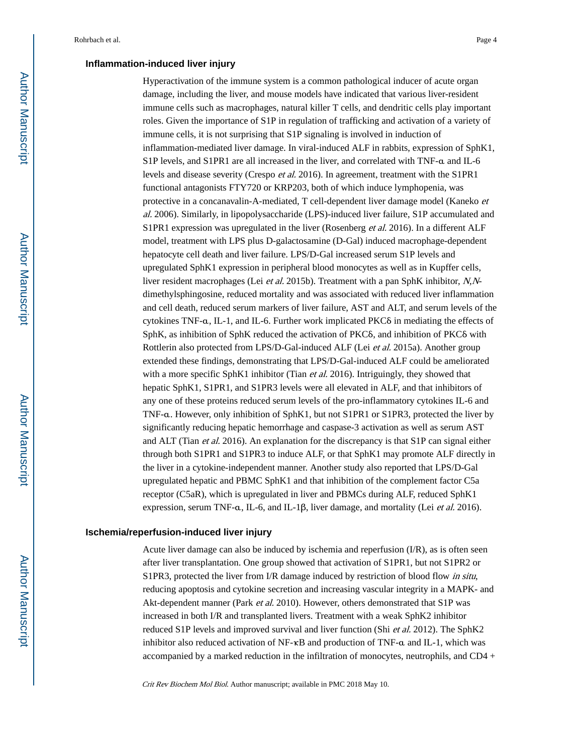### Inflammation-induced liver injury

Hyperactivation of the immune system is a common pathological inducer of acute organ damage, including the liver, and mouse models have indicated that various liver-resident immune cells such as macrophages, natural killer T cells, and dendritic cells play important roles. Given the importance of S1P in regulation of trafficking and activation of a variety of immune cells, it is not surprising that S1P signaling is involved in induction of inflammation-mediated liver damage. In viral-induced ALF in rabbits, expression of SphK1, S1P levels, and S1PR1 are all increased in the liver, and correlated with TNF-α and IL-6 levels and disease severity (Crespo *et al.* 2016). In agreement, treatment with the S1PR1 functional antagonists FTY720 or KRP203, both of which induce lymphopenia, was protective in a concanavalin-A-mediated, T cell-dependent liver damage model (Kaneko *et al.* 2006). Similarly, in lipopolysaccharide (LPS)-induced liver failure, S1P accumulated and S1PR1 expression was upregulated in the liver (Rosenberg *et al.* 2016). In a different ALF model, treatment with LPS plus D-galactosamine (D-Gal) induced macrophage-dependent hepatocyte cell death and liver failure. LPS/D-Gal increased serum S1P levels and upregulated SphK1 expression in peripheral blood monocytes as well as in Kupffer cells, liver resident macrophages (Lei *et al.* 2015b). Treatment with a pan SphK inhibitor, *N,N*-dimethylsphingosine, reduced mortality and was associated with reduced liver inflammation and cell death, reduced serum markers of liver failure, AST and ALT, and serum levels of the cytokines TNF-α, IL-1, and IL-6. Further work implicated PKCδ in mediating the effects of SphK, as inhibition of SphK reduced the activation of PKCδ, and inhibition of PKCδ with Rottlerin also protected from LPS/D-Gal-induced ALF (Lei *et al.* 2015a). Another group extended these findings, demonstrating that LPS/D-Gal-induced ALF could be ameliorated with a more specific SphK1 inhibitor (Tian *et al.* 2016). Intriguingly, they showed that hepatic SphK1, S1PR1, and S1PR3 levels were all elevated in ALF, and that inhibitors of any one of these proteins reduced serum levels of the pro-inflammatory cytokines IL-6 and TNF-α. However, only inhibition of SphK1, but not S1PR1 or S1PR3, protected the liver by significantly reducing hepatic hemorrhage and caspase-3 activation as well as serum AST and ALT (Tian *et al.* 2016). An explanation for the discrepancy is that S1P can signal either through both S1PR1 and S1PR3 to induce ALF, or that SphK1 may promote ALF directly in the liver in a cytokine-independent manner. Another study also reported that LPS/D-Gal upregulated hepatic and PBMC SphK1 and that inhibition of the complement factor C5a receptor (C5aR), which is upregulated in liver and PBMCs during ALF, reduced SphK1 expression, serum TNF-α, IL-6, and IL-1β, liver damage, and mortality (Lei *et al.* 2016).

### Ischemia/reperfusion-induced liver injury

Acute liver damage can also be induced by ischemia and reperfusion (I/R), as is often seen after liver transplantation. One group showed that activation of S1PR1, but not S1PR2 or S1PR3, protected the liver from I/R damage induced by restriction of blood flow *in situ*, reducing apoptosis and cytokine secretion and increasing vascular integrity in a MAPK- and Akt-dependent manner (Park *et al.* 2010). However, others demonstrated that S1P was increased in both I/R and transplanted livers. Treatment with a weak SphK2 inhibitor reduced S1P levels and improved survival and liver function (Shi *et al.* 2012). The SphK2 inhibitor also reduced activation of NF-κB and production of TNF-α and IL-1, which was accompanied by a marked reduction in the infiltration of monocytes, neutrophils, and CD4 +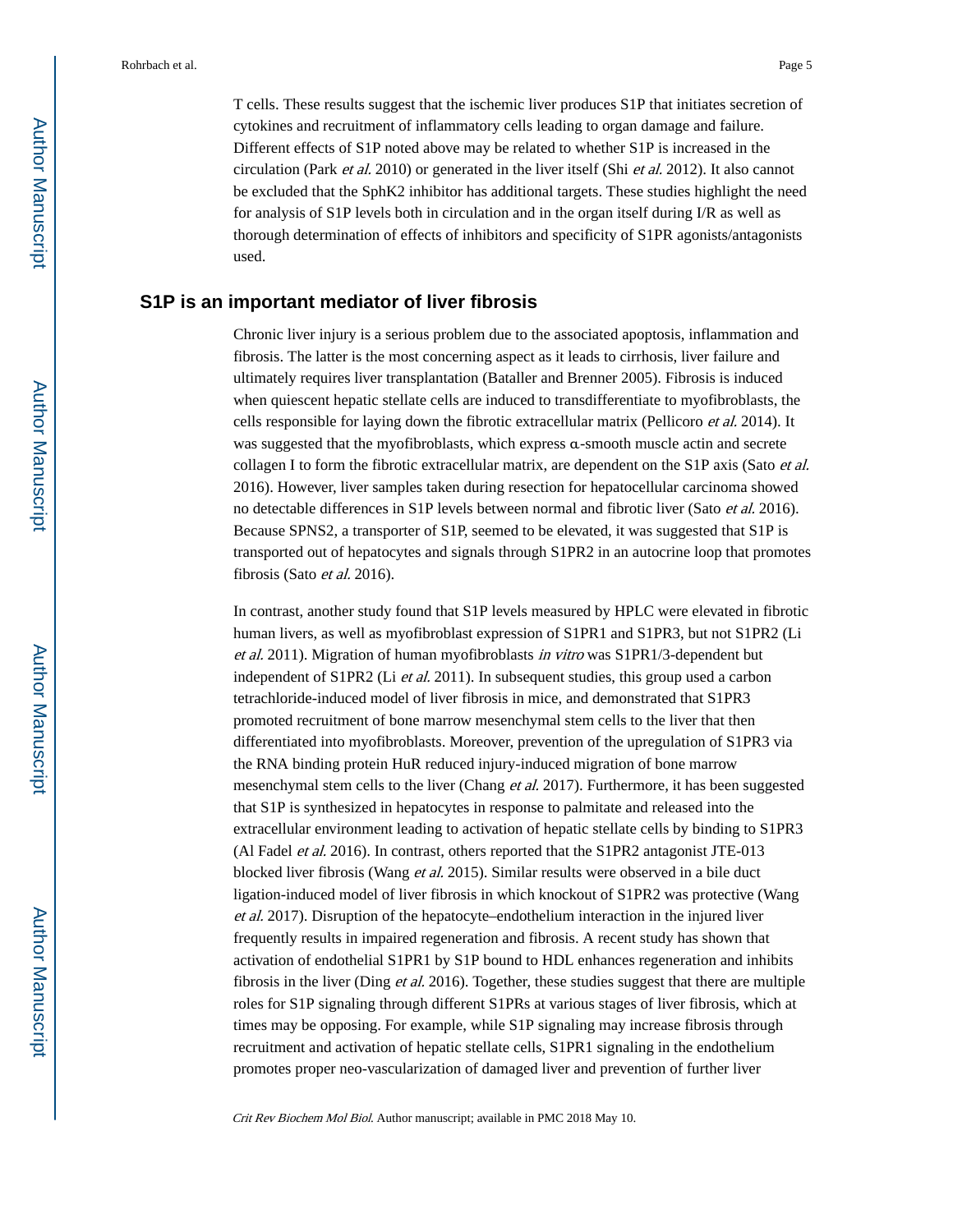T cells. These results suggest that the ischemic liver produces S1P that initiates secretion of cytokines and recruitment of inflammatory cells leading to organ damage and failure. Different effects of S1P noted above may be related to whether S1P is increased in the circulation (Park *et al.* 2010) or generated in the liver itself (Shi *et al.* 2012). It also cannot be excluded that the SphK2 inhibitor has additional targets. These studies highlight the need for analysis of S1P levels both in circulation and in the organ itself during I/R as well as thorough determination of effects of inhibitors and specificity of S1PR agonists/antagonists used.

## S1P is an important mediator of liver fibrosis

Chronic liver injury is a serious problem due to the associated apoptosis, inflammation and fibrosis. The latter is the most concerning aspect as it leads to cirrhosis, liver failure and ultimately requires liver transplantation (Bataller and Brenner 2005). Fibrosis is induced when quiescent hepatic stellate cells are induced to transdifferentiate to myofibroblasts, the cells responsible for laying down the fibrotic extracellular matrix (Pellicoro *et al.* 2014). It was suggested that the myofibroblasts, which express α-smooth muscle actin and secrete collagen I to form the fibrotic extracellular matrix, are dependent on the S1P axis (Sato *et al.* 2016). However, liver samples taken during resection for hepatocellular carcinoma showed no detectable differences in S1P levels between normal and fibrotic liver (Sato *et al.* 2016). Because SPNS2, a transporter of S1P, seemed to be elevated, it was suggested that S1P is transported out of hepatocytes and signals through S1PR2 in an autocrine loop that promotes fibrosis (Sato *et al.* 2016).

In contrast, another study found that S1P levels measured by HPLC were elevated in fibrotic human livers, as well as myofibroblast expression of S1PR1 and S1PR3, but not S1PR2 (Li *et al.* 2011). Migration of human myofibroblasts *in vitro* was S1PR1/3-dependent but independent of S1PR2 (Li *et al.* 2011). In subsequent studies, this group used a carbon tetrachloride-induced model of liver fibrosis in mice, and demonstrated that S1PR3 promoted recruitment of bone marrow mesenchymal stem cells to the liver that then differentiated into myofibroblasts. Moreover, prevention of the upregulation of S1PR3 via the RNA binding protein HuR reduced injury-induced migration of bone marrow mesenchymal stem cells to the liver (Chang *et al.* 2017). Furthermore, it has been suggested that S1P is synthesized in hepatocytes in response to palmitate and released into the extracellular environment leading to activation of hepatic stellate cells by binding to S1PR3 (Al Fadel *et al.* 2016). In contrast, others reported that the S1PR2 antagonist JTE-013 blocked liver fibrosis (Wang *et al.* 2015). Similar results were observed in a bile duct ligation-induced model of liver fibrosis in which knockout of S1PR2 was protective (Wang *et al.* 2017). Disruption of the hepatocyte–endothelium interaction in the injured liver frequently results in impaired regeneration and fibrosis. A recent study has shown that activation of endothelial S1PR1 by S1P bound to HDL enhances regeneration and inhibits fibrosis in the liver (Ding *et al.* 2016). Together, these studies suggest that there are multiple roles for S1P signaling through different S1PRs at various stages of liver fibrosis, which at times may be opposing. For example, while S1P signaling may increase fibrosis through recruitment and activation of hepatic stellate cells, S1PR1 signaling in the endothelium promotes proper neo-vascularization of damaged liver and prevention of further liver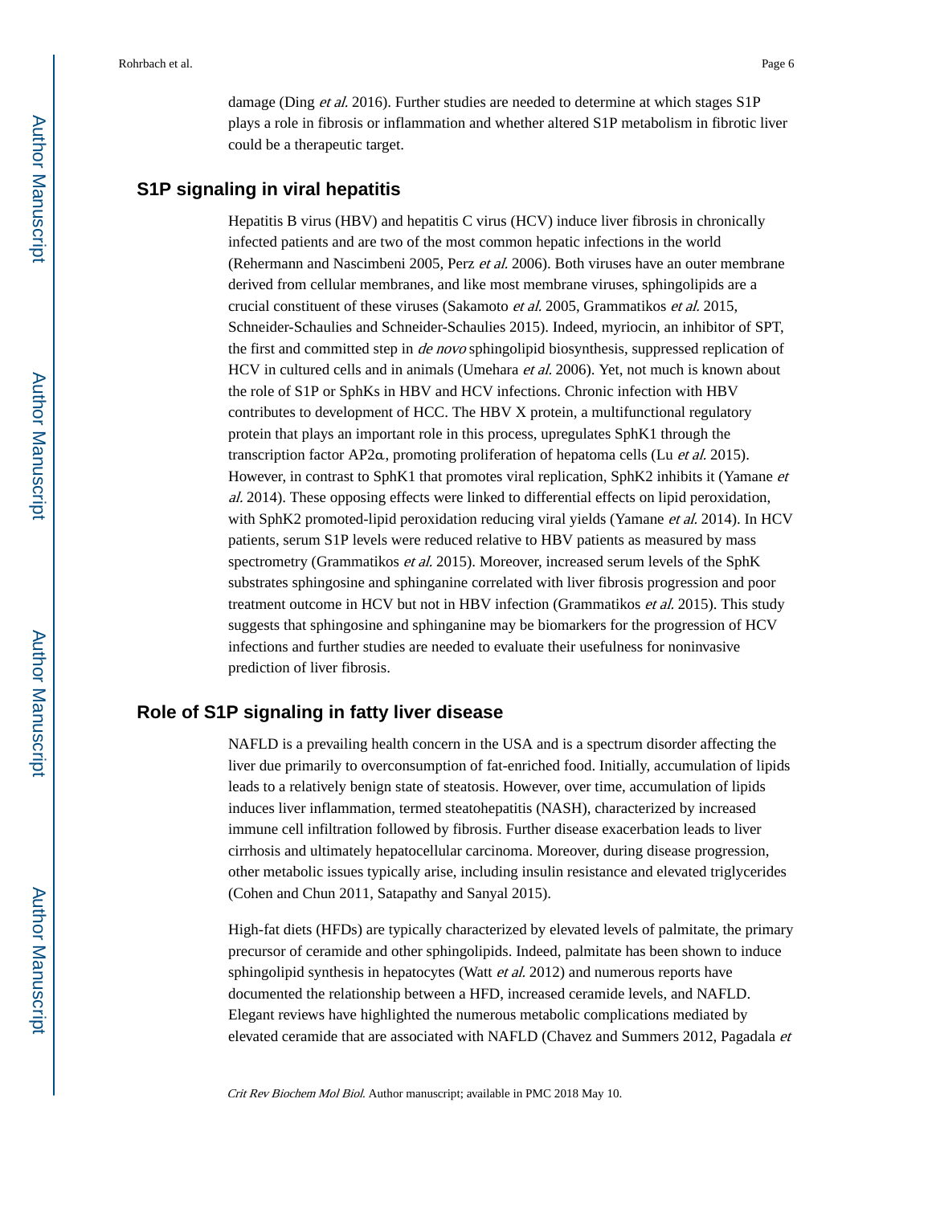damage (Ding *et al.* 2016). Further studies are needed to determine at which stages S1P plays a role in fibrosis or inflammation and whether altered S1P metabolism in fibrotic liver could be a therapeutic target.

## S1P signaling in viral hepatitis

Hepatitis B virus (HBV) and hepatitis C virus (HCV) induce liver fibrosis in chronically infected patients and are two of the most common hepatic infections in the world (Rehermann and Nascimbeni 2005, Perz *et al.* 2006). Both viruses have an outer membrane derived from cellular membranes, and like most membrane viruses, sphingolipids are a crucial constituent of these viruses (Sakamoto *et al.* 2005, Grammatikos *et al.* 2015, Schneider-Schaulies and Schneider-Schaulies 2015). Indeed, myriocin, an inhibitor of SPT, the first and committed step in *de novo* sphingolipid biosynthesis, suppressed replication of HCV in cultured cells and in animals (Umehara *et al.* 2006). Yet, not much is known about the role of S1P or SphKs in HBV and HCV infections. Chronic infection with HBV contributes to development of HCC. The HBV X protein, a multifunctional regulatory protein that plays an important role in this process, upregulates SphK1 through the transcription factor AP2α, promoting proliferation of hepatoma cells (Lu *et al.* 2015). However, in contrast to SphK1 that promotes viral replication, SphK2 inhibits it (Yamane *et al.* 2014). These opposing effects were linked to differential effects on lipid peroxidation, with SphK2 promoted-lipid peroxidation reducing viral yields (Yamane *et al.* 2014). In HCV patients, serum S1P levels were reduced relative to HBV patients as measured by mass spectrometry (Grammatikos *et al.* 2015). Moreover, increased serum levels of the SphK substrates sphingosine and sphinganine correlated with liver fibrosis progression and poor treatment outcome in HCV but not in HBV infection (Grammatikos *et al.* 2015). This study suggests that sphingosine and sphinganine may be biomarkers for the progression of HCV infections and further studies are needed to evaluate their usefulness for noninvasive prediction of liver fibrosis.

## Role of S1P signaling in fatty liver disease

NAFLD is a prevailing health concern in the USA and is a spectrum disorder affecting the liver due primarily to overconsumption of fat-enriched food. Initially, accumulation of lipids leads to a relatively benign state of steatosis. However, over time, accumulation of lipids induces liver inflammation, termed steatohepatitis (NASH), characterized by increased immune cell infiltration followed by fibrosis. Further disease exacerbation leads to liver cirrhosis and ultimately hepatocellular carcinoma. Moreover, during disease progression, other metabolic issues typically arise, including insulin resistance and elevated triglycerides (Cohen and Chun 2011, Satapathy and Sanyal 2015).

High-fat diets (HFDs) are typically characterized by elevated levels of palmitate, the primary precursor of ceramide and other sphingolipids. Indeed, palmitate has been shown to induce sphingolipid synthesis in hepatocytes (Watt *et al.* 2012) and numerous reports have documented the relationship between a HFD, increased ceramide levels, and NAFLD. Elegant reviews have highlighted the numerous metabolic complications mediated by elevated ceramide that are associated with NAFLD (Chavez and Summers 2012, Pagadala *et*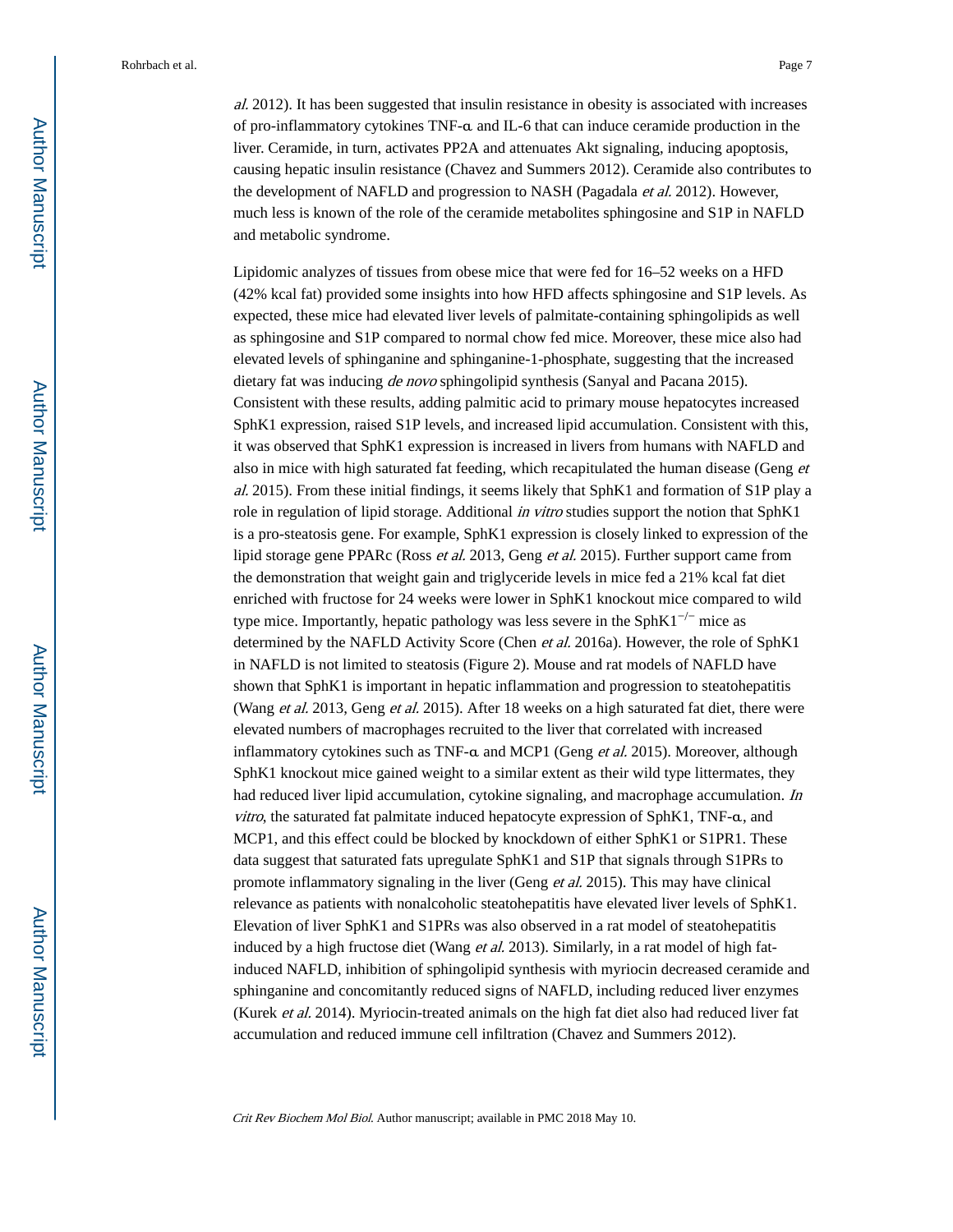*al.* 2012). It has been suggested that insulin resistance in obesity is associated with increases of pro-inflammatory cytokines TNF-α and IL-6 that can induce ceramide production in the liver. Ceramide, in turn, activates PP2A and attenuates Akt signaling, inducing apoptosis, causing hepatic insulin resistance (Chavez and Summers 2012). Ceramide also contributes to the development of NAFLD and progression to NASH (Pagadala *et al.* 2012). However, much less is known of the role of the ceramide metabolites sphingosine and S1P in NAFLD and metabolic syndrome.

Lipidomic analyzes of tissues from obese mice that were fed for 16–52 weeks on a HFD (42% kcal fat) provided some insights into how HFD affects sphingosine and S1P levels. As expected, these mice had elevated liver levels of palmitate-containing sphingolipids as well as sphingosine and S1P compared to normal chow fed mice. Moreover, these mice also had elevated levels of sphinganine and sphinganine-1-phosphate, suggesting that the increased dietary fat was inducing *de novo* sphingolipid synthesis (Sanyal and Pacana 2015). Consistent with these results, adding palmitic acid to primary mouse hepatocytes increased SphK1 expression, raised S1P levels, and increased lipid accumulation. Consistent with this, it was observed that SphK1 expression is increased in livers from humans with NAFLD and also in mice with high saturated fat feeding, which recapitulated the human disease (Geng *et al.* 2015). From these initial findings, it seems likely that SphK1 and formation of S1P play a role in regulation of lipid storage. Additional *in vitro* studies support the notion that SphK1 is a pro-steatosis gene. For example, SphK1 expression is closely linked to expression of the lipid storage gene PPARc (Ross *et al.* 2013, Geng *et al.* 2015). Further support came from the demonstration that weight gain and triglyceride levels in mice fed a 21% kcal fat diet enriched with fructose for 24 weeks were lower in SphK1 knockout mice compared to wild type mice. Importantly, hepatic pathology was less severe in the $SphK1^{-/-}$ mice as determined by the NAFLD Activity Score (Chen *et al.* 2016a). However, the role of SphK1 in NAFLD is not limited to steatosis (Figure 2). Mouse and rat models of NAFLD have shown that SphK1 is important in hepatic inflammation and progression to steatohepatitis (Wang *et al.* 2013, Geng *et al.* 2015). After 18 weeks on a high saturated fat diet, there were elevated numbers of macrophages recruited to the liver that correlated with increased inflammatory cytokines such as TNF-α and MCP1 (Geng *et al.* 2015). Moreover, although SphK1 knockout mice gained weight to a similar extent as their wild type littermates, they had reduced liver lipid accumulation, cytokine signaling, and macrophage accumulation. *In vitro*, the saturated fat palmitate induced hepatocyte expression of SphK1, TNF-α, and MCP1, and this effect could be blocked by knockdown of either SphK1 or S1PR1. These data suggest that saturated fats upregulate SphK1 and S1P that signals through S1PRs to promote inflammatory signaling in the liver (Geng *et al.* 2015). This may have clinical relevance as patients with nonalcoholic steatohepatitis have elevated liver levels of SphK1. Elevation of liver SphK1 and S1PRs was also observed in a rat model of steatohepatitis induced by a high fructose diet (Wang *et al.* 2013). Similarly, in a rat model of high fat-induced NAFLD, inhibition of sphingolipid synthesis with myriocin decreased ceramide and sphinganine and concomitantly reduced signs of NAFLD, including reduced liver enzymes (Kurek *et al.* 2014). Myriocin-treated animals on the high fat diet also had reduced liver fat accumulation and reduced immune cell infiltration (Chavez and Summers 2012).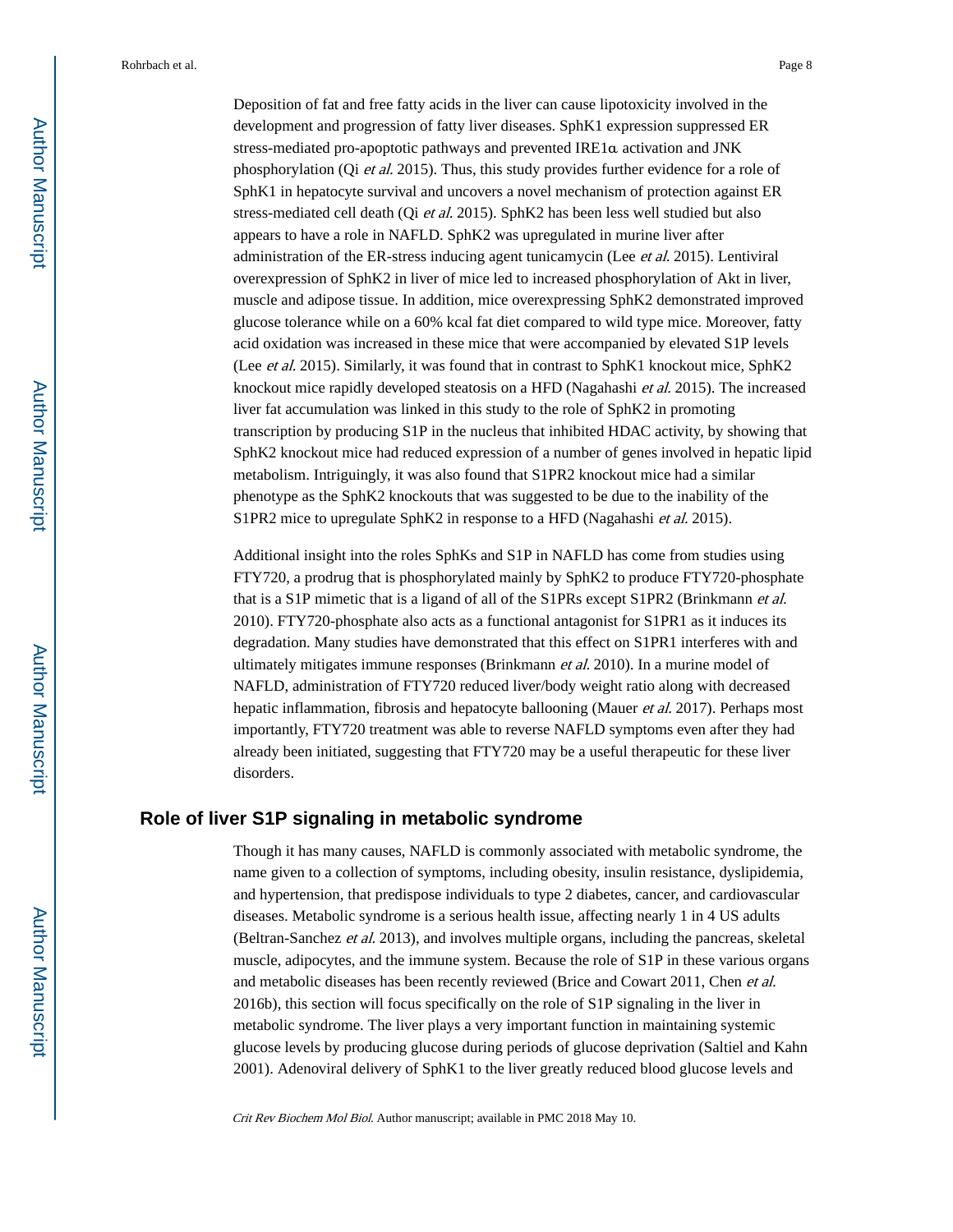Deposition of fat and free fatty acids in the liver can cause lipotoxicity involved in the development and progression of fatty liver diseases. SphK1 expression suppressed ER stress-mediated pro-apoptotic pathways and prevented IRE1α activation and JNK phosphorylation (Qi *et al.* 2015). Thus, this study provides further evidence for a role of SphK1 in hepatocyte survival and uncovers a novel mechanism of protection against ER stress-mediated cell death (Qi *et al.* 2015). SphK2 has been less well studied but also appears to have a role in NAFLD. SphK2 was upregulated in murine liver after administration of the ER-stress inducing agent tunicamycin (Lee *et al.* 2015). Lentiviral overexpression of SphK2 in liver of mice led to increased phosphorylation of Akt in liver, muscle and adipose tissue. In addition, mice overexpressing SphK2 demonstrated improved glucose tolerance while on a 60% kcal fat diet compared to wild type mice. Moreover, fatty acid oxidation was increased in these mice that were accompanied by elevated S1P levels (Lee *et al.* 2015). Similarly, it was found that in contrast to SphK1 knockout mice, SphK2 knockout mice rapidly developed steatosis on a HFD (Nagahashi *et al.* 2015). The increased liver fat accumulation was linked in this study to the role of SphK2 in promoting transcription by producing S1P in the nucleus that inhibited HDAC activity, by showing that SphK2 knockout mice had reduced expression of a number of genes involved in hepatic lipid metabolism. Intriguingly, it was also found that S1PR2 knockout mice had a similar phenotype as the SphK2 knockouts that was suggested to be due to the inability of the S1PR2 mice to upregulate SphK2 in response to a HFD (Nagahashi *et al.* 2015).

Additional insight into the roles SphKs and S1P in NAFLD has come from studies using FTY720, a prodrug that is phosphorylated mainly by SphK2 to produce FTY720-phosphate that is a S1P mimetic that is a ligand of all of the S1PRs except S1PR2 (Brinkmann *et al.* 2010). FTY720-phosphate also acts as a functional antagonist for S1PR1 as it induces its degradation. Many studies have demonstrated that this effect on S1PR1 interferes with and ultimately mitigates immune responses (Brinkmann *et al.* 2010). In a murine model of NAFLD, administration of FTY720 reduced liver/body weight ratio along with decreased hepatic inflammation, fibrosis and hepatocyte ballooning (Mauer *et al.* 2017). Perhaps most importantly, FTY720 treatment was able to reverse NAFLD symptoms even after they had already been initiated, suggesting that FTY720 may be a useful therapeutic for these liver disorders.

## Role of liver S1P signaling in metabolic syndrome

Though it has many causes, NAFLD is commonly associated with metabolic syndrome, the name given to a collection of symptoms, including obesity, insulin resistance, dyslipidemia, and hypertension, that predispose individuals to type 2 diabetes, cancer, and cardiovascular diseases. Metabolic syndrome is a serious health issue, affecting nearly 1 in 4 US adults (Beltran-Sanchez *et al.* 2013), and involves multiple organs, including the pancreas, skeletal muscle, adipocytes, and the immune system. Because the role of S1P in these various organs and metabolic diseases has been recently reviewed (Brice and Cowart 2011, Chen *et al.* 2016b), this section will focus specifically on the role of S1P signaling in the liver in metabolic syndrome. The liver plays a very important function in maintaining systemic glucose levels by producing glucose during periods of glucose deprivation (Saltiel and Kahn 2001). Adenoviral delivery of SphK1 to the liver greatly reduced blood glucose levels and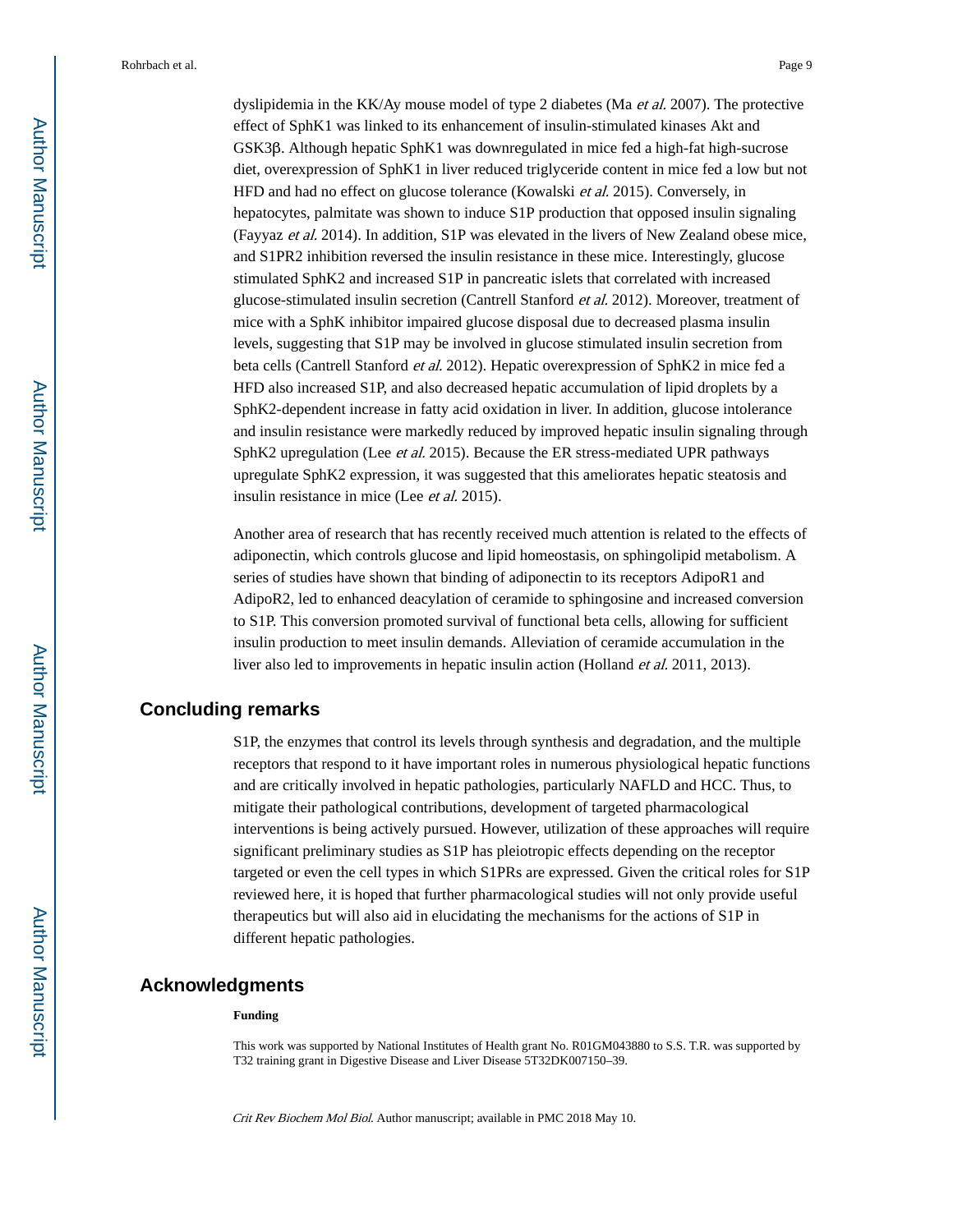dyslipidemia in the KK/Ay mouse model of type 2 diabetes (Ma *et al.* 2007). The protective effect of SphK1 was linked to its enhancement of insulin-stimulated kinases Akt and GSK3β. Although hepatic SphK1 was downregulated in mice fed a high-fat high-sucrose diet, overexpression of SphK1 in liver reduced triglyceride content in mice fed a low but not HFD and had no effect on glucose tolerance (Kowalski *et al.* 2015). Conversely, in hepatocytes, palmitate was shown to induce S1P production that opposed insulin signaling (Fayyaz *et al.* 2014). In addition, S1P was elevated in the livers of New Zealand obese mice, and S1PR2 inhibition reversed the insulin resistance in these mice. Interestingly, glucose stimulated SphK2 and increased S1P in pancreatic islets that correlated with increased glucose-stimulated insulin secretion (Cantrell Stanford *et al.* 2012). Moreover, treatment of mice with a SphK inhibitor impaired glucose disposal due to decreased plasma insulin levels, suggesting that S1P may be involved in glucose stimulated insulin secretion from beta cells (Cantrell Stanford *et al.* 2012). Hepatic overexpression of SphK2 in mice fed a HFD also increased S1P, and also decreased hepatic accumulation of lipid droplets by a SphK2-dependent increase in fatty acid oxidation in liver. In addition, glucose intolerance and insulin resistance were markedly reduced by improved hepatic insulin signaling through SphK2 upregulation (Lee *et al.* 2015). Because the ER stress-mediated UPR pathways upregulate SphK2 expression, it was suggested that this ameliorates hepatic steatosis and insulin resistance in mice (Lee *et al.* 2015).

Another area of research that has recently received much attention is related to the effects of adiponectin, which controls glucose and lipid homeostasis, on sphingolipid metabolism. A series of studies have shown that binding of adiponectin to its receptors AdipoR1 and AdipoR2, led to enhanced deacylation of ceramide to sphingosine and increased conversion to S1P. This conversion promoted survival of functional beta cells, allowing for sufficient insulin production to meet insulin demands. Alleviation of ceramide accumulation in the liver also led to improvements in hepatic insulin action (Holland *et al.* 2011, 2013).

## Concluding remarks

S1P, the enzymes that control its levels through synthesis and degradation, and the multiple receptors that respond to it have important roles in numerous physiological hepatic functions and are critically involved in hepatic pathologies, particularly NAFLD and HCC. Thus, to mitigate their pathological contributions, development of targeted pharmacological interventions is being actively pursued. However, utilization of these approaches will require significant preliminary studies as S1P has pleiotropic effects depending on the receptor targeted or even the cell types in which S1PRs are expressed. Given the critical roles for S1P reviewed here, it is hoped that further pharmacological studies will not only provide useful therapeutics but will also aid in elucidating the mechanisms for the actions of S1P in different hepatic pathologies.

## Acknowledgments

**Funding**

This work was supported by National Institutes of Health grant No. R01GM043880 to S.S. T.R. was supported by T32 training grant in Digestive Disease and Liver Disease 5T32DK007150–39.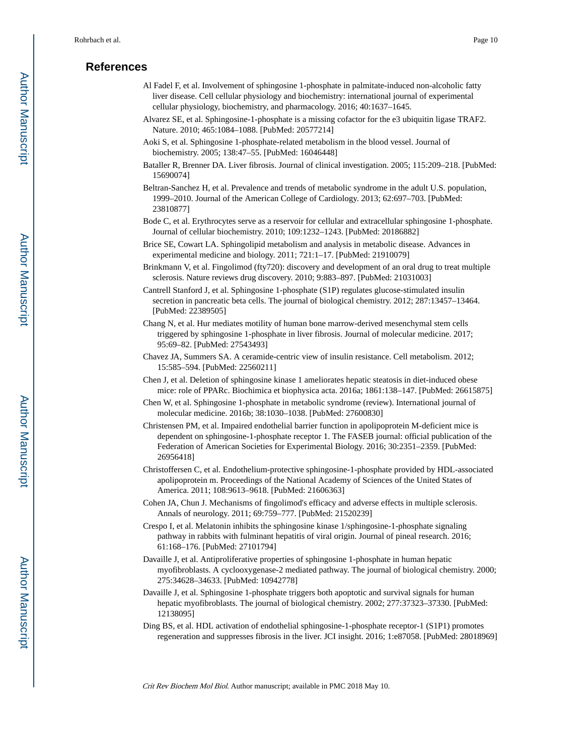## References

Al Fadel F, et al. Involvement of sphingosine 1-phosphate in palmitate-induced non-alcoholic fatty liver disease. Cell cellular physiology and biochemistry: international journal of experimental cellular physiology, biochemistry, and pharmacology. 2016; 40:1637–1645.

Alvarez SE, et al. Sphingosine-1-phosphate is a missing cofactor for the e3 ubiquitin ligase TRAF2. Nature. 2010; 465:1084–1088. [PubMed: 20577214]

Aoki S, et al. Sphingosine 1-phosphate-related metabolism in the blood vessel. Journal of biochemistry. 2005; 138:47–55. [PubMed: 16046448]

Bataller R, Brenner DA. Liver fibrosis. Journal of clinical investigation. 2005; 115:209–218. [PubMed: 15690074]

Beltran-Sanchez H, et al. Prevalence and trends of metabolic syndrome in the adult U.S. population, 1999–2010. Journal of the American College of Cardiology. 2013; 62:697–703. [PubMed: 23810877]

Bode C, et al. Erythrocytes serve as a reservoir for cellular and extracellular sphingosine 1-phosphate. Journal of cellular biochemistry. 2010; 109:1232–1243. [PubMed: 20186882]

Brice SE, Cowart LA. Sphingolipid metabolism and analysis in metabolic disease. Advances in experimental medicine and biology. 2011; 721:1–17. [PubMed: 21910079]

Brinkmann V, et al. Fingolimod (fty720): discovery and development of an oral drug to treat multiple sclerosis. Nature reviews drug discovery. 2010; 9:883–897. [PubMed: 21031003]

Cantrell Stanford J, et al. Sphingosine 1-phosphate (S1P) regulates glucose-stimulated insulin secretion in pancreatic beta cells. The journal of biological chemistry. 2012; 287:13457–13464. [PubMed: 22389505]

Chang N, et al. Hur mediates motility of human bone marrow-derived mesenchymal stem cells triggered by sphingosine 1-phosphate in liver fibrosis. Journal of molecular medicine. 2017; 95:69–82. [PubMed: 27543493]

Chavez JA, Summers SA. A ceramide-centric view of insulin resistance. Cell metabolism. 2012; 15:585–594. [PubMed: 22560211]

Chen J, et al. Deletion of sphingosine kinase 1 ameliorates hepatic steatosis in diet-induced obese mice: role of PPARc. Biochimica et biophysica acta. 2016a; 1861:138–147. [PubMed: 26615875]

Chen W, et al. Sphingosine 1-phosphate in metabolic syndrome (review). International journal of molecular medicine. 2016b; 38:1030–1038. [PubMed: 27600830]

Christensen PM, et al. Impaired endothelial barrier function in apolipoprotein M-deficient mice is dependent on sphingosine-1-phosphate receptor 1. The FASEB journal: official publication of the Federation of American Societies for Experimental Biology. 2016; 30:2351–2359. [PubMed: 26956418]

Christoffersen C, et al. Endothelium-protective sphingosine-1-phosphate provided by HDL-associated apolipoprotein m. Proceedings of the National Academy of Sciences of the United States of America. 2011; 108:9613–9618. [PubMed: 21606363]

Cohen JA, Chun J. Mechanisms of fingolimod's efficacy and adverse effects in multiple sclerosis. Annals of neurology. 2011; 69:759–777. [PubMed: 21520239]

Crespo I, et al. Melatonin inhibits the sphingosine kinase 1/sphingosine-1-phosphate signaling pathway in rabbits with fulminant hepatitis of viral origin. Journal of pineal research. 2016; 61:168–176. [PubMed: 27101794]

Davaille J, et al. Antiproliferative properties of sphingosine 1-phosphate in human hepatic myofibroblasts. A cyclooxygenase-2 mediated pathway. The journal of biological chemistry. 2000; 275:34628–34633. [PubMed: 10942778]

Davaille J, et al. Sphingosine 1-phosphate triggers both apoptotic and survival signals for human hepatic myofibroblasts. The journal of biological chemistry. 2002; 277:37323–37330. [PubMed: 12138095]

Ding BS, et al. HDL activation of endothelial sphingosine-1-phosphate receptor-1 (S1P1) promotes regeneration and suppresses fibrosis in the liver. JCI insight. 2016; 1:e87058. [PubMed: 28018969]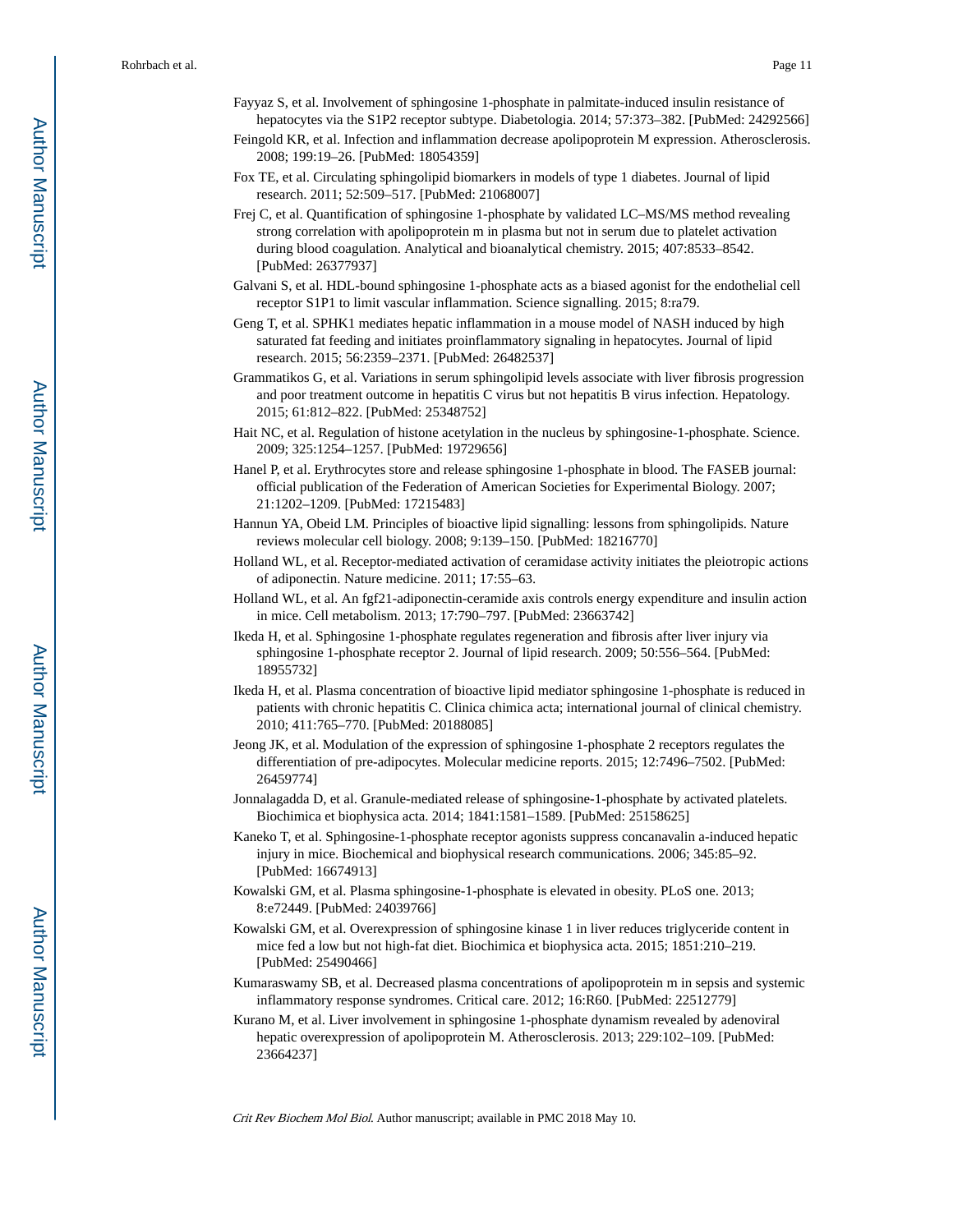Fayyaz S, et al. Involvement of sphingosine 1-phosphate in palmitate-induced insulin resistance of hepatocytes via the S1P2 receptor subtype. Diabetologia. 2014; 57:373–382. [PubMed: 24292566]

Feingold KR, et al. Infection and inflammation decrease apolipoprotein M expression. Atherosclerosis. 2008; 199:19–26. [PubMed: 18054359]

Fox TE, et al. Circulating sphingolipid biomarkers in models of type 1 diabetes. Journal of lipid research. 2011; 52:509–517. [PubMed: 21068007]

Frej C, et al. Quantification of sphingosine 1-phosphate by validated LC–MS/MS method revealing strong correlation with apolipoprotein m in plasma but not in serum due to platelet activation during blood coagulation. Analytical and bioanalytical chemistry. 2015; 407:8533–8542. [PubMed: 26377937]

Galvani S, et al. HDL-bound sphingosine 1-phosphate acts as a biased agonist for the endothelial cell receptor S1P1 to limit vascular inflammation. Science signalling. 2015; 8:ra79.

Geng T, et al. SPHK1 mediates hepatic inflammation in a mouse model of NASH induced by high saturated fat feeding and initiates proinflammatory signaling in hepatocytes. Journal of lipid research. 2015; 56:2359–2371. [PubMed: 26482537]

Grammatikos G, et al. Variations in serum sphingolipid levels associate with liver fibrosis progression and poor treatment outcome in hepatitis C virus but not hepatitis B virus infection. Hepatology. 2015; 61:812–822. [PubMed: 25348752]

Hait NC, et al. Regulation of histone acetylation in the nucleus by sphingosine-1-phosphate. Science. 2009; 325:1254–1257. [PubMed: 19729656]

Hanel P, et al. Erythrocytes store and release sphingosine 1-phosphate in blood. The FASEB journal: official publication of the Federation of American Societies for Experimental Biology. 2007; 21:1202–1209. [PubMed: 17215483]

Hannun YA, Obeid LM. Principles of bioactive lipid signalling: lessons from sphingolipids. Nature reviews molecular cell biology. 2008; 9:139–150. [PubMed: 18216770]

Holland WL, et al. Receptor-mediated activation of ceramidase activity initiates the pleiotropic actions of adiponectin. Nature medicine. 2011; 17:55–63.

Holland WL, et al. An fgf21-adiponectin-ceramide axis controls energy expenditure and insulin action in mice. Cell metabolism. 2013; 17:790–797. [PubMed: 23663742]

Ikeda H, et al. Sphingosine 1-phosphate regulates regeneration and fibrosis after liver injury via sphingosine 1-phosphate receptor 2. Journal of lipid research. 2009; 50:556–564. [PubMed: 18955732]

Ikeda H, et al. Plasma concentration of bioactive lipid mediator sphingosine 1-phosphate is reduced in patients with chronic hepatitis C. Clinica chimica acta; international journal of clinical chemistry. 2010; 411:765–770. [PubMed: 20188085]

Jeong JK, et al. Modulation of the expression of sphingosine 1-phosphate 2 receptors regulates the differentiation of pre-adipocytes. Molecular medicine reports. 2015; 12:7496–7502. [PubMed: 26459774]

Jonnalagadda D, et al. Granule-mediated release of sphingosine-1-phosphate by activated platelets. Biochimica et biophysica acta. 2014; 1841:1581–1589. [PubMed: 25158625]

Kaneko T, et al. Sphingosine-1-phosphate receptor agonists suppress concanavalin a-induced hepatic injury in mice. Biochemical and biophysical research communications. 2006; 345:85–92. [PubMed: 16674913]

Kowalski GM, et al. Plasma sphingosine-1-phosphate is elevated in obesity. PLoS one. 2013; 8:e72449. [PubMed: 24039766]

Kowalski GM, et al. Overexpression of sphingosine kinase 1 in liver reduces triglyceride content in mice fed a low but not high-fat diet. Biochimica et biophysica acta. 2015; 1851:210–219. [PubMed: 25490466]

Kumaraswamy SB, et al. Decreased plasma concentrations of apolipoprotein m in sepsis and systemic inflammatory response syndromes. Critical care. 2012; 16:R60. [PubMed: 22512779]

Kurano M, et al. Liver involvement in sphingosine 1-phosphate dynamism revealed by adenoviral hepatic overexpression of apolipoprotein M. Atherosclerosis. 2013; 229:102–109. [PubMed: 23664237]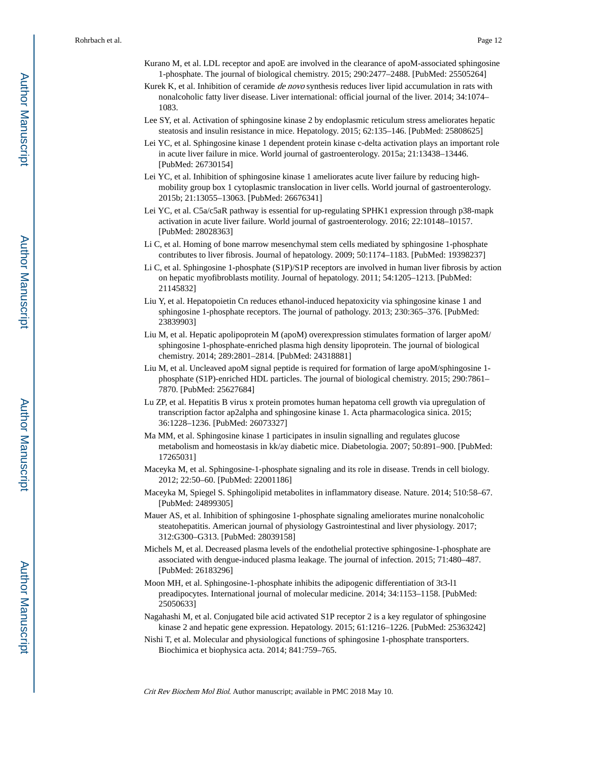Kurano M, et al. LDL receptor and apoE are involved in the clearance of apoM-associated sphingosine 1-phosphate. The journal of biological chemistry. 2015; 290:2477–2488. [PubMed: 25505264]

Kurek K, et al. Inhibition of ceramide *de novo* synthesis reduces liver lipid accumulation in rats with nonalcoholic fatty liver disease. Liver international: official journal of the liver. 2014; 34:1074–1083.

Lee SY, et al. Activation of sphingosine kinase 2 by endoplasmic reticulum stress ameliorates hepatic steatosis and insulin resistance in mice. Hepatology. 2015; 62:135–146. [PubMed: 25808625]

Lei YC, et al. Sphingosine kinase 1 dependent protein kinase c-delta activation plays an important role in acute liver failure in mice. World journal of gastroenterology. 2015a; 21:13438–13446. [PubMed: 26730154]

Lei YC, et al. Inhibition of sphingosine kinase 1 ameliorates acute liver failure by reducing high-mobility group box 1 cytoplasmic translocation in liver cells. World journal of gastroenterology. 2015b; 21:13055–13063. [PubMed: 26676341]

Lei YC, et al. C5a/c5aR pathway is essential for up-regulating SPHK1 expression through p38-mapk activation in acute liver failure. World journal of gastroenterology. 2016; 22:10148–10157. [PubMed: 28028363]

Li C, et al. Homing of bone marrow mesenchymal stem cells mediated by sphingosine 1-phosphate contributes to liver fibrosis. Journal of hepatology. 2009; 50:1174–1183. [PubMed: 19398237]

Li C, et al. Sphingosine 1-phosphate (S1P)/S1P receptors are involved in human liver fibrosis by action on hepatic myofibroblasts motility. Journal of hepatology. 2011; 54:1205–1213. [PubMed: 21145832]

Liu Y, et al. Hepatopoietin Cn reduces ethanol-induced hepatoxicity via sphingosine kinase 1 and sphingosine 1-phosphate receptors. The journal of pathology. 2013; 230:365–376. [PubMed: 23839903]

Liu M, et al. Hepatic apolipoprotein M (apoM) overexpression stimulates formation of larger apoM/sphingosine 1-phosphate-enriched plasma high density lipoprotein. The journal of biological chemistry. 2014; 289:2801–2814. [PubMed: 24318881]

Liu M, et al. Uncleaved apoM signal peptide is required for formation of large apoM/sphingosine 1-phosphate (S1P)-enriched HDL particles. The journal of biological chemistry. 2015; 290:7861–7870. [PubMed: 25627684]

Lu ZP, et al. Hepatitis B virus x protein promotes human hepatoma cell growth via upregulation of transcription factor ap2alpha and sphingosine kinase 1. Acta pharmacologica sinica. 2015; 36:1228–1236. [PubMed: 26073327]

Ma MM, et al. Sphingosine kinase 1 participates in insulin signalling and regulates glucose metabolism and homeostasis in kk/ay diabetic mice. Diabetologia. 2007; 50:891–900. [PubMed: 17265031]

Maceyka M, et al. Sphingosine-1-phosphate signaling and its role in disease. Trends in cell biology. 2012; 22:50–60. [PubMed: 22001186]

Maceyka M, Spiegel S. Sphingolipid metabolites in inflammatory disease. Nature. 2014; 510:58–67. [PubMed: 24899305]

Mauer AS, et al. Inhibition of sphingosine 1-phosphate signaling ameliorates murine nonalcoholic steatohepatitis. American journal of physiology Gastrointestinal and liver physiology. 2017; 312:G300–G313. [PubMed: 28039158]

Michels M, et al. Decreased plasma levels of the endothelial protective sphingosine-1-phosphate are associated with dengue-induced plasma leakage. The journal of infection. 2015; 71:480–487. [PubMed: 26183296]

Moon MH, et al. Sphingosine-1-phosphate inhibits the adipogenic differentiation of 3t3-l1 preadipocytes. International journal of molecular medicine. 2014; 34:1153–1158. [PubMed: 25050633]

Nagahashi M, et al. Conjugated bile acid activated S1P receptor 2 is a key regulator of sphingosine kinase 2 and hepatic gene expression. Hepatology. 2015; 61:1216–1226. [PubMed: 25363242]

Nishi T, et al. Molecular and physiological functions of sphingosine 1-phosphate transporters. Biochimica et biophysica acta. 2014; 841:759–765.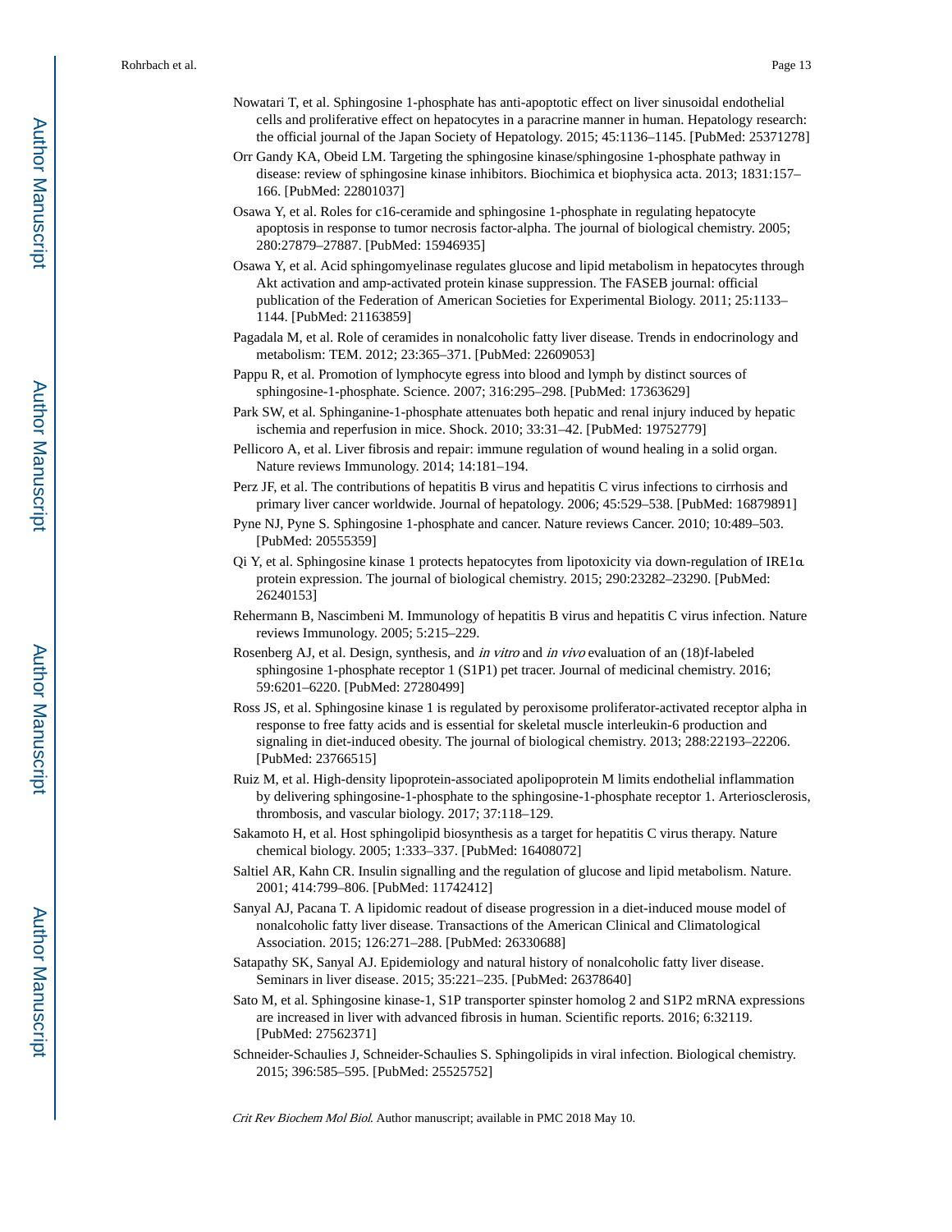Nowatari T, et al. Sphingosine 1-phosphate has anti-apoptotic effect on liver sinusoidal endothelial cells and proliferative effect on hepatocytes in a paracrine manner in human. Hepatology research: the official journal of the Japan Society of Hepatology. 2015; 45:1136–1145. [PubMed: 25371278]

Orr Gandy KA, Obeid LM. Targeting the sphingosine kinase/sphingosine 1-phosphate pathway in disease: review of sphingosine kinase inhibitors. Biochimica et biophysica acta. 2013; 1831:157–166. [PubMed: 22801037]

Osawa Y, et al. Roles for c16-ceramide and sphingosine 1-phosphate in regulating hepatocyte apoptosis in response to tumor necrosis factor-alpha. The journal of biological chemistry. 2005; 280:27879–27887. [PubMed: 15946935]

Osawa Y, et al. Acid sphingomyelinase regulates glucose and lipid metabolism in hepatocytes through Akt activation and amp-activated protein kinase suppression. The FASEB journal: official publication of the Federation of American Societies for Experimental Biology. 2011; 25:1133–1144. [PubMed: 21163859]

Pagadala M, et al. Role of ceramides in nonalcoholic fatty liver disease. Trends in endocrinology and metabolism: TEM. 2012; 23:365–371. [PubMed: 22609053]

Pappu R, et al. Promotion of lymphocyte egress into blood and lymph by distinct sources of sphingosine-1-phosphate. Science. 2007; 316:295–298. [PubMed: 17363629]

Park SW, et al. Sphinganine-1-phosphate attenuates both hepatic and renal injury induced by hepatic ischemia and reperfusion in mice. Shock. 2010; 33:31–42. [PubMed: 19752779]

Pellicoro A, et al. Liver fibrosis and repair: immune regulation of wound healing in a solid organ. Nature reviews Immunology. 2014; 14:181–194.

Perz JF, et al. The contributions of hepatitis B virus and hepatitis C virus infections to cirrhosis and primary liver cancer worldwide. Journal of hepatology. 2006; 45:529–538. [PubMed: 16879891]

Pyne NJ, Pyne S. Sphingosine 1-phosphate and cancer. Nature reviews Cancer. 2010; 10:489–503. [PubMed: 20555359]

Qi Y, et al. Sphingosine kinase 1 protects hepatocytes from lipotoxicity via down-regulation of IRE1α protein expression. The journal of biological chemistry. 2015; 290:23282–23290. [PubMed: 26240153]

Rehermann B, Nascimbeni M. Immunology of hepatitis B virus and hepatitis C virus infection. Nature reviews Immunology. 2005; 5:215–229.

Rosenberg AJ, et al. Design, synthesis, and *in vitro* and *in vivo* evaluation of an (18)f-labeled sphingosine 1-phosphate receptor 1 (S1P1) pet tracer. Journal of medicinal chemistry. 2016; 59:6201–6220. [PubMed: 27280499]

Ross JS, et al. Sphingosine kinase 1 is regulated by peroxisome proliferator-activated receptor alpha in response to free fatty acids and is essential for skeletal muscle interleukin-6 production and signaling in diet-induced obesity. The journal of biological chemistry. 2013; 288:22193–22206. [PubMed: 23766515]

Ruiz M, et al. High-density lipoprotein-associated apolipoprotein M limits endothelial inflammation by delivering sphingosine-1-phosphate to the sphingosine-1-phosphate receptor 1. Arteriosclerosis, thrombosis, and vascular biology. 2017; 37:118–129.

Sakamoto H, et al. Host sphingolipid biosynthesis as a target for hepatitis C virus therapy. Nature chemical biology. 2005; 1:333–337. [PubMed: 16408072]

Saltiel AR, Kahn CR. Insulin signalling and the regulation of glucose and lipid metabolism. Nature. 2001; 414:799–806. [PubMed: 11742412]

Sanyal AJ, Pacana T. A lipidomic readout of disease progression in a diet-induced mouse model of nonalcoholic fatty liver disease. Transactions of the American Clinical and Climatological Association. 2015; 126:271–288. [PubMed: 26330688]

Satapathy SK, Sanyal AJ. Epidemiology and natural history of nonalcoholic fatty liver disease. Seminars in liver disease. 2015; 35:221–235. [PubMed: 26378640]

Sato M, et al. Sphingosine kinase-1, S1P transporter spinster homolog 2 and S1P2 mRNA expressions are increased in liver with advanced fibrosis in human. Scientific reports. 2016; 6:32119. [PubMed: 27562371]

Schneider-Schaulies J, Schneider-Schaulies S. Sphingolipids in viral infection. Biological chemistry. 2015; 396:585–595. [PubMed: 25525752]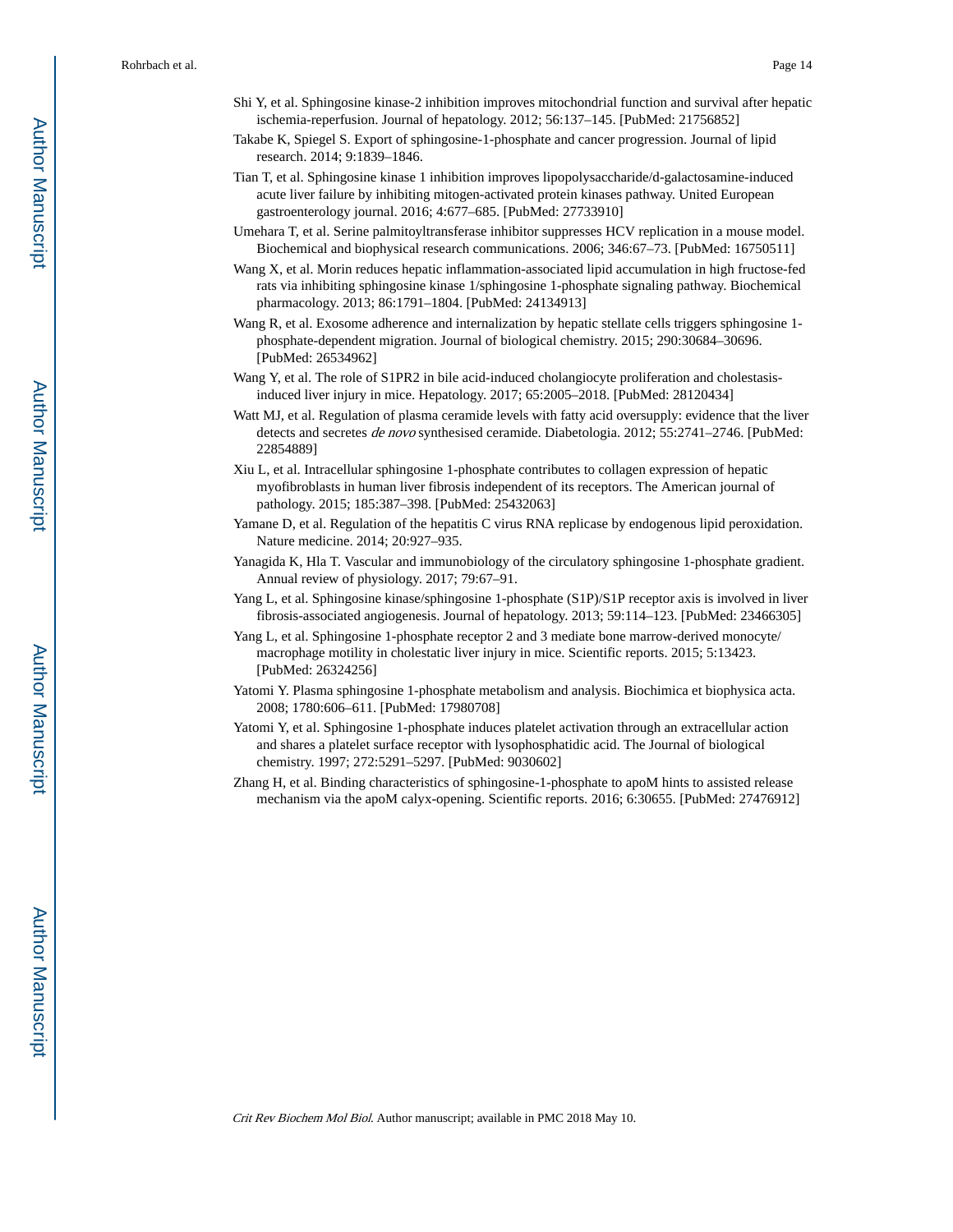Shi Y, et al. Sphingosine kinase-2 inhibition improves mitochondrial function and survival after hepatic ischemia-reperfusion. Journal of hepatology. 2012; 56:137–145. [PubMed: 21756852]

Takabe K, Spiegel S. Export of sphingosine-1-phosphate and cancer progression. Journal of lipid research. 2014; 9:1839–1846.

Tian T, et al. Sphingosine kinase 1 inhibition improves lipopolysaccharide/d-galactosamine-induced acute liver failure by inhibiting mitogen-activated protein kinases pathway. United European gastroenterology journal. 2016; 4:677–685. [PubMed: 27733910]

Umehara T, et al. Serine palmitoyltransferase inhibitor suppresses HCV replication in a mouse model. Biochemical and biophysical research communications. 2006; 346:67–73. [PubMed: 16750511]

Wang X, et al. Morin reduces hepatic inflammation-associated lipid accumulation in high fructose-fed rats via inhibiting sphingosine kinase 1/sphingosine 1-phosphate signaling pathway. Biochemical pharmacology. 2013; 86:1791–1804. [PubMed: 24134913]

Wang R, et al. Exosome adherence and internalization by hepatic stellate cells triggers sphingosine 1-phosphate-dependent migration. Journal of biological chemistry. 2015; 290:30684–30696. [PubMed: 26534962]

Wang Y, et al. The role of S1PR2 in bile acid-induced cholangiocyte proliferation and cholestasis-induced liver injury in mice. Hepatology. 2017; 65:2005–2018. [PubMed: 28120434]

Watt MJ, et al. Regulation of plasma ceramide levels with fatty acid oversupply: evidence that the liver detects and secretes *de novo* synthesised ceramide. Diabetologia. 2012; 55:2741–2746. [PubMed: 22854889]

Xiu L, et al. Intracellular sphingosine 1-phosphate contributes to collagen expression of hepatic myofibroblasts in human liver fibrosis independent of its receptors. The American journal of pathology. 2015; 185:387–398. [PubMed: 25432063]

Yamane D, et al. Regulation of the hepatitis C virus RNA replicase by endogenous lipid peroxidation. Nature medicine. 2014; 20:927–935.

Yanagida K, Hla T. Vascular and immunobiology of the circulatory sphingosine 1-phosphate gradient. Annual review of physiology. 2017; 79:67–91.

Yang L, et al. Sphingosine kinase/sphingosine 1-phosphate (S1P)/S1P receptor axis is involved in liver fibrosis-associated angiogenesis. Journal of hepatology. 2013; 59:114–123. [PubMed: 23466305]

Yang L, et al. Sphingosine 1-phosphate receptor 2 and 3 mediate bone marrow-derived monocyte/macrophage motility in cholestatic liver injury in mice. Scientific reports. 2015; 5:13423. [PubMed: 26324256]

Yatomi Y. Plasma sphingosine 1-phosphate metabolism and analysis. Biochimica et biophysica acta. 2008; 1780:606–611. [PubMed: 17980708]

Yatomi Y, et al. Sphingosine 1-phosphate induces platelet activation through an extracellular action and shares a platelet surface receptor with lysophosphatidic acid. The Journal of biological chemistry. 1997; 272:5291–5297. [PubMed: 9030602]

Zhang H, et al. Binding characteristics of sphingosine-1-phosphate to apoM hints to assisted release mechanism via the apoM calyx-opening. Scientific reports. 2016; 6:30655. [PubMed: 27476912]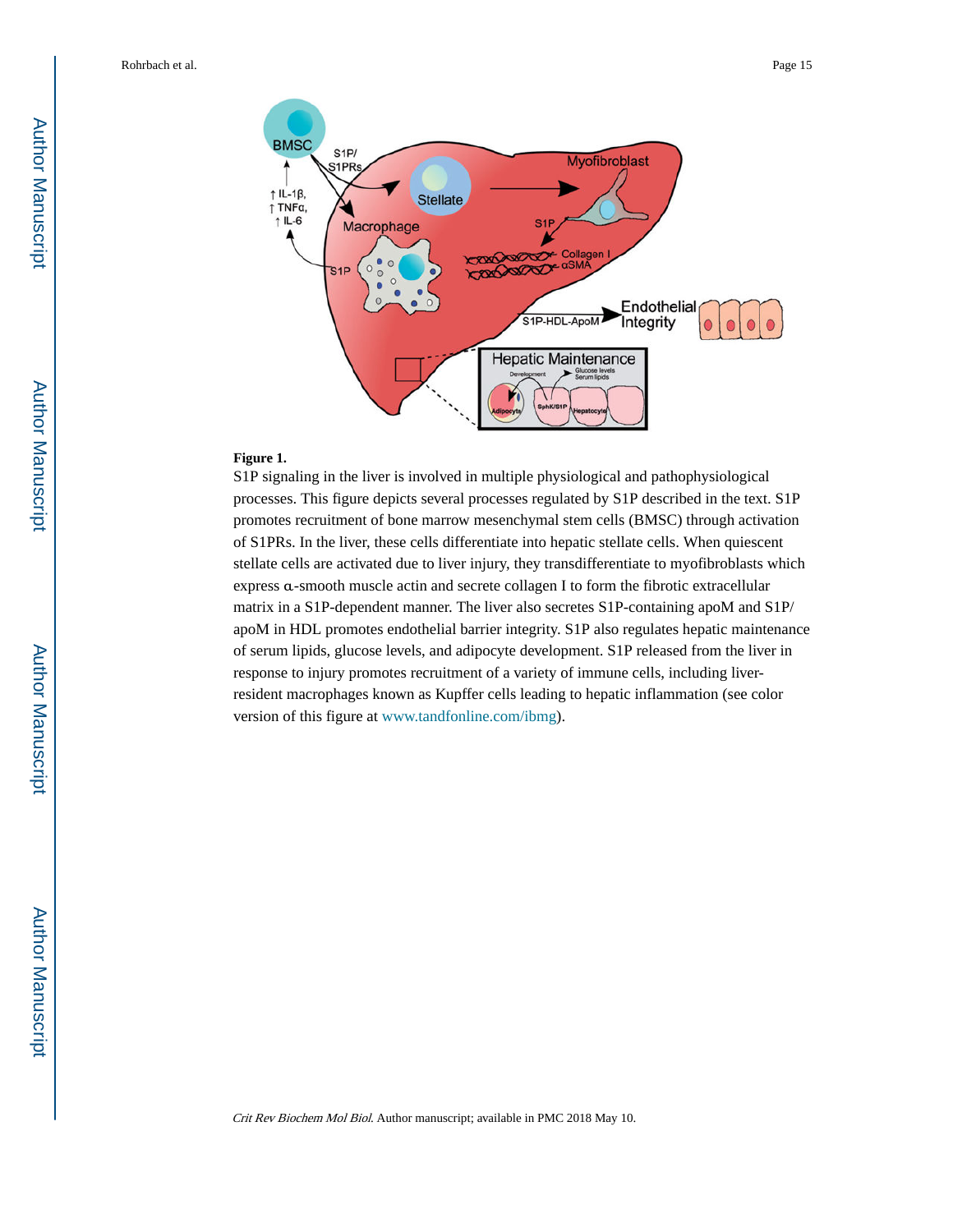**Figure 1.**

S1P signaling in the liver is involved in multiple physiological and pathophysiological processes. This figure depicts several processes regulated by S1P described in the text. S1P promotes recruitment of bone marrow mesenchymal stem cells (BMSC) through activation of S1PRs. In the liver, these cells differentiate into hepatic stellate cells. When quiescent stellate cells are activated due to liver injury, they transdifferentiate to myofibroblasts which express α-smooth muscle actin and secrete collagen I to form the fibrotic extracellular matrix in a S1P-dependent manner. The liver also secretes S1P-containing apoM and S1P/apoM in HDL promotes endothelial barrier integrity. S1P also regulates hepatic maintenance of serum lipids, glucose levels, and adipocyte development. S1P released from the liver in response to injury promotes recruitment of a variety of immune cells, including liver-resident macrophages known as Kupffer cells leading to hepatic inflammation (see color version of this figure at www.tandfonline.com/ibmg).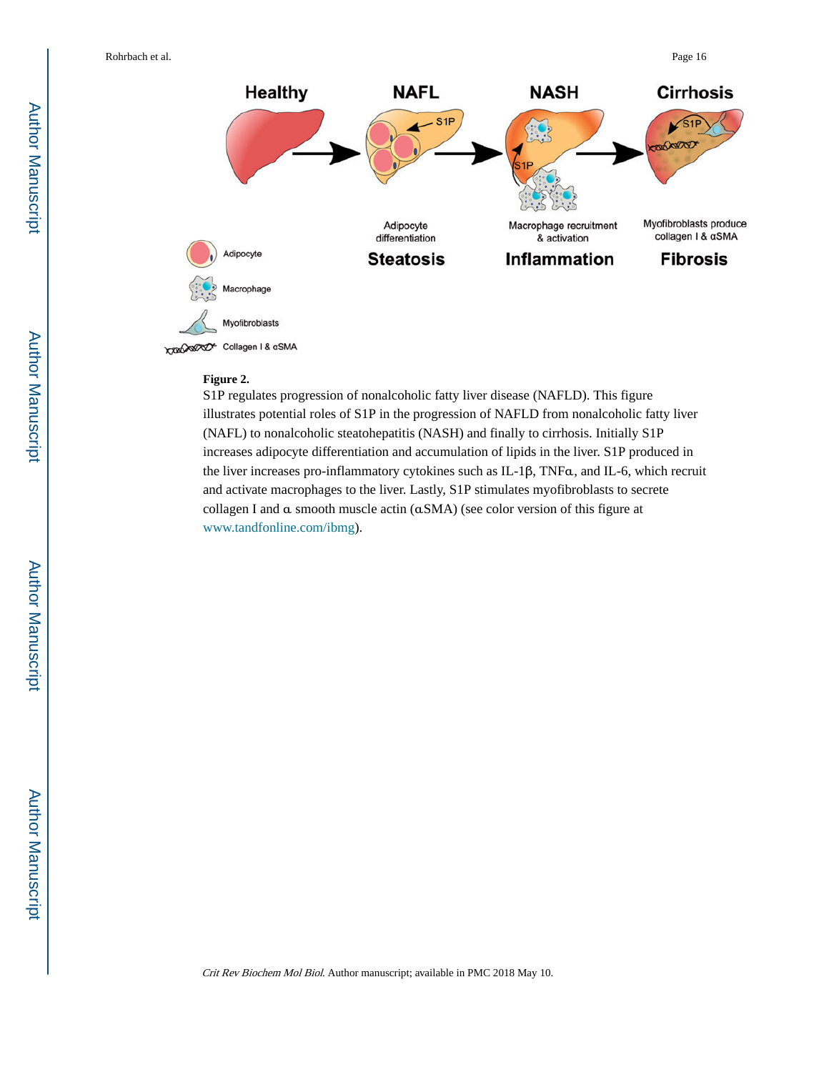**Figure 2.**

S1P regulates progression of nonalcoholic fatty liver disease (NAFLD). This figure illustrates potential roles of S1P in the progression of NAFLD from nonalcoholic fatty liver (NAFL) to nonalcoholic steatohepatitis (NASH) and finally to cirrhosis. Initially S1P increases adipocyte differentiation and accumulation of lipids in the liver. S1P produced in the liver increases pro-inflammatory cytokines such as IL-1β, TNFα, and IL-6, which recruit and activate macrophages to the liver. Lastly, S1P stimulates myofibroblasts to secrete collagen I and α smooth muscle actin (αSMA) (see color version of this figure at www.tandfonline.com/ibmg).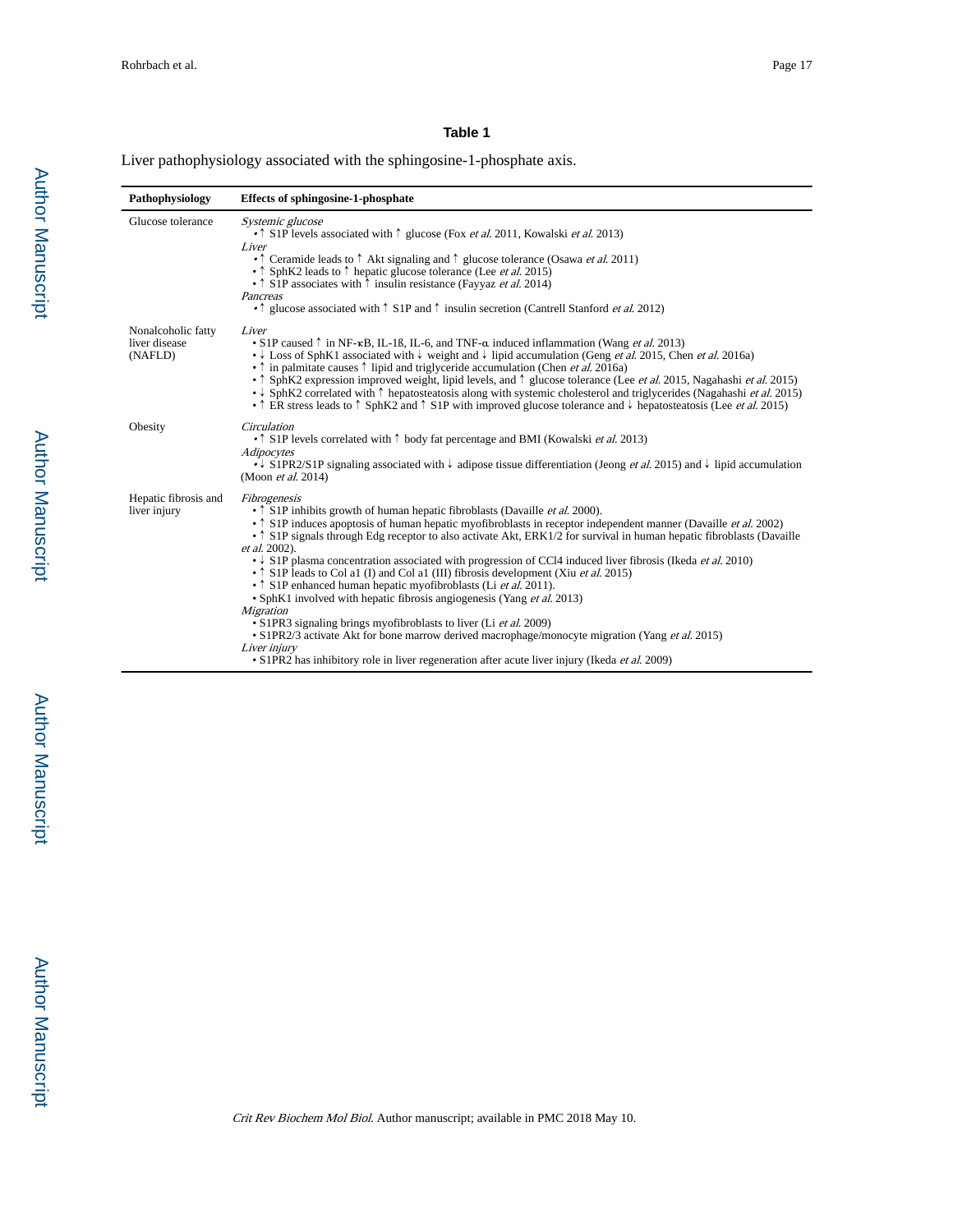**Table 1**

Liver pathophysiology associated with the sphingosine-1-phosphate axis.

| Pathophysiology | Effects of sphingosine-1-phosphate |
|---|---|
| Glucose tolerance | *Systemic glucose*<br>• ↑ S1P levels associated with ↑ glucose (Fox *et al.* 2011, Kowalski *et al.* 2013)<br>*Liver*<br>• ↑ Ceramide leads to ↑ Akt signaling and ↑ glucose tolerance (Osawa *et al.* 2011)<br>• ↑ SphK2 leads to ↑ hepatic glucose tolerance (Lee *et al.* 2015)<br>• ↑ S1P associates with ↑ insulin resistance (Fayyaz *et al.* 2014)<br>*Pancreas*<br>• ↑ glucose associated with ↑ S1P and ↑ insulin secretion (Cantrell Stanford *et al.* 2012) |
| Nonalcoholic fatty liver disease (NAFLD) | *Liver*<br>• S1P caused ↑ in NF-κB, IL-1ß, IL-6, and TNF-α induced inflammation (Wang *et al.* 2013)<br>• ↓ Loss of SphK1 associated with ↓ weight and ↓ lipid accumulation (Geng *et al.* 2015, Chen *et al.* 2016a)<br>• ↑ in palmitate causes ↑ lipid and triglyceride accumulation (Chen *et al.* 2016a)<br>• ↑ SphK2 expression improved weight, lipid levels, and ↑ glucose tolerance (Lee *et al.* 2015, Nagahashi *et al.* 2015)<br>• ↓ SphK2 correlated with ↑ hepatosteatosis along with systemic cholesterol and triglycerides (Nagahashi *et al.* 2015)<br>• ↑ ER stress leads to ↑ SphK2 and ↑ S1P with improved glucose tolerance and ↓ hepatosteatosis (Lee *et al.* 2015) |
| Obesity | *Circulation*<br>• ↑ S1P levels correlated with ↑ body fat percentage and BMI (Kowalski *et al.* 2013)<br>*Adipocytes*<br>• ↓ S1PR2/S1P signaling associated with ↓ adipose tissue differentiation (Jeong *et al.* 2015) and ↓ lipid accumulation (Moon *et al.* 2014) |
| Hepatic fibrosis and liver injury | *Fibrogenesis*<br>• ↑ S1P inhibits growth of human hepatic fibroblasts (Davaille *et al.* 2000).<br>• ↑ S1P induces apoptosis of human hepatic myofibroblasts in receptor independent manner (Davaille *et al.* 2002)<br>• ↑ S1P signals through Edg receptor to also activate Akt, ERK1/2 for survival in human hepatic fibroblasts (Davaille *et al.* 2002).<br>• ↓ S1P plasma concentration associated with progression of CCl4 induced liver fibrosis (Ikeda *et al.* 2010)<br>• ↑ S1P leads to Col a1 (I) and Col a1 (III) fibrosis development (Xiu *et al.* 2015)<br>• ↑ S1P enhanced human hepatic myofibroblasts (Li *et al.* 2011).<br>• SphK1 involved with hepatic fibrosis angiogenesis (Yang *et al.* 2013)<br>*Migration*<br>• S1PR3 signaling brings myofibroblasts to liver (Li *et al.* 2009)<br>• S1PR2/3 activate Akt for bone marrow derived macrophage/monocyte migration (Yang *et al.* 2015)<br>*Liver injury*<br>• S1PR2 has inhibitory role in liver regeneration after acute liver injury (Ikeda *et al.* 2009) |